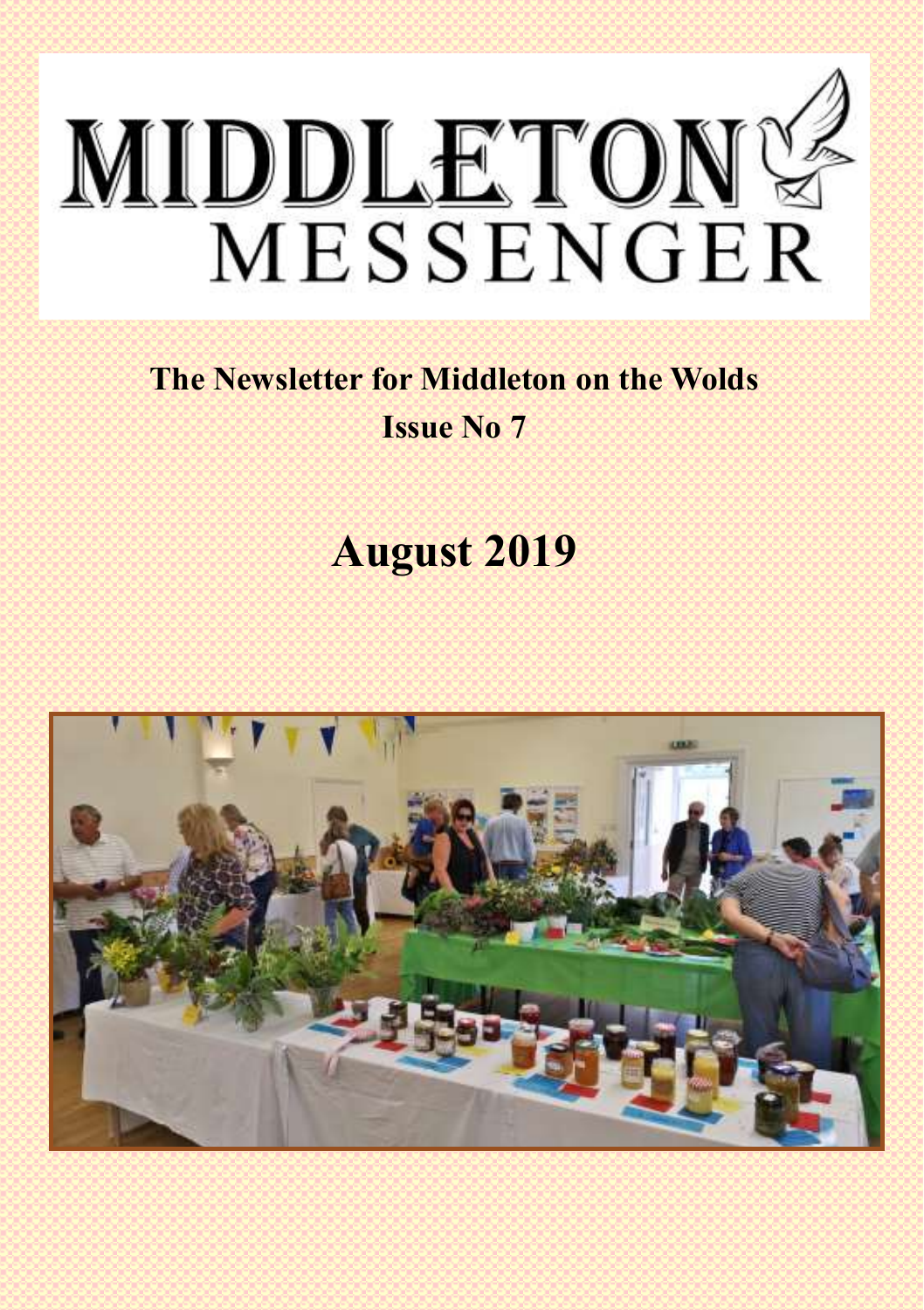# MIDDLETON MESSENGER

**The Newsletter for Middleton on the Wolds**

**Issue No 7**

## August 2019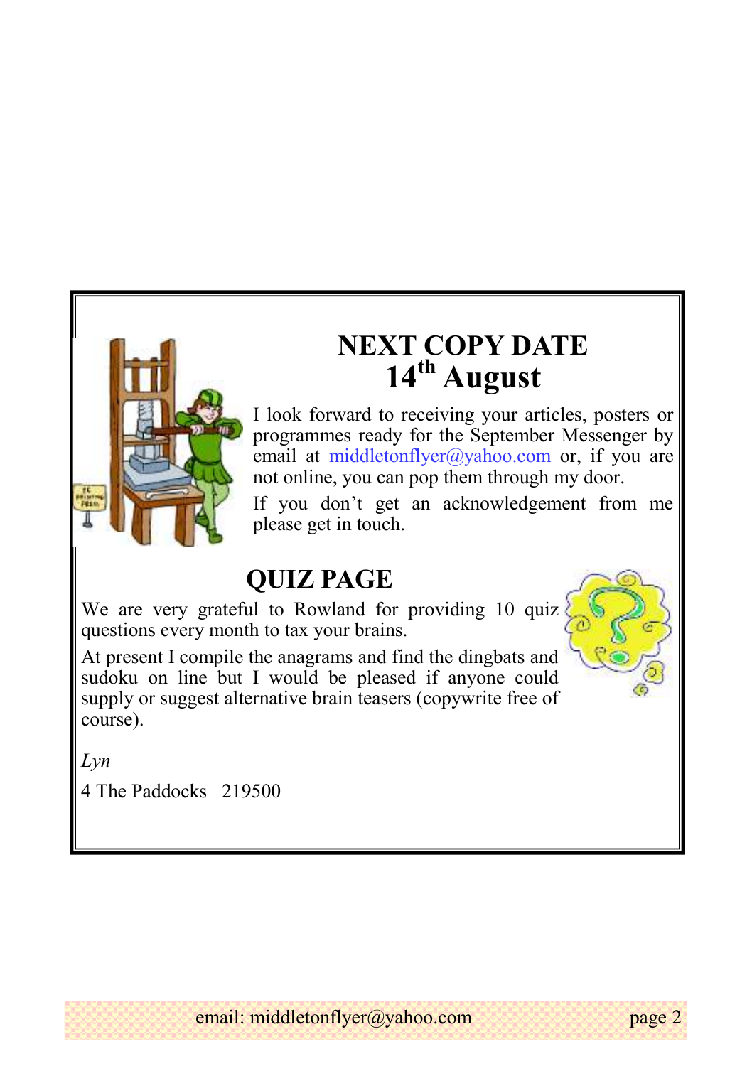# NEXT COPY DATE
# 14th August

I look forward to receiving your articles, posters or programmes ready for the September Messenger by email at middletonflyer@yahoo.com or, if you are not online, you can pop them through my door.

If you don't get an acknowledgement from me please get in touch.

## QUIZ PAGE

We are very grateful to Rowland for providing 10 quiz questions every month to tax your brains.

At present I compile the anagrams and find the dingbats and sudoku on line but I would be pleased if anyone could supply or suggest alternative brain teasers (copywrite free of course).

*Lyn*

4 The Paddocks   219500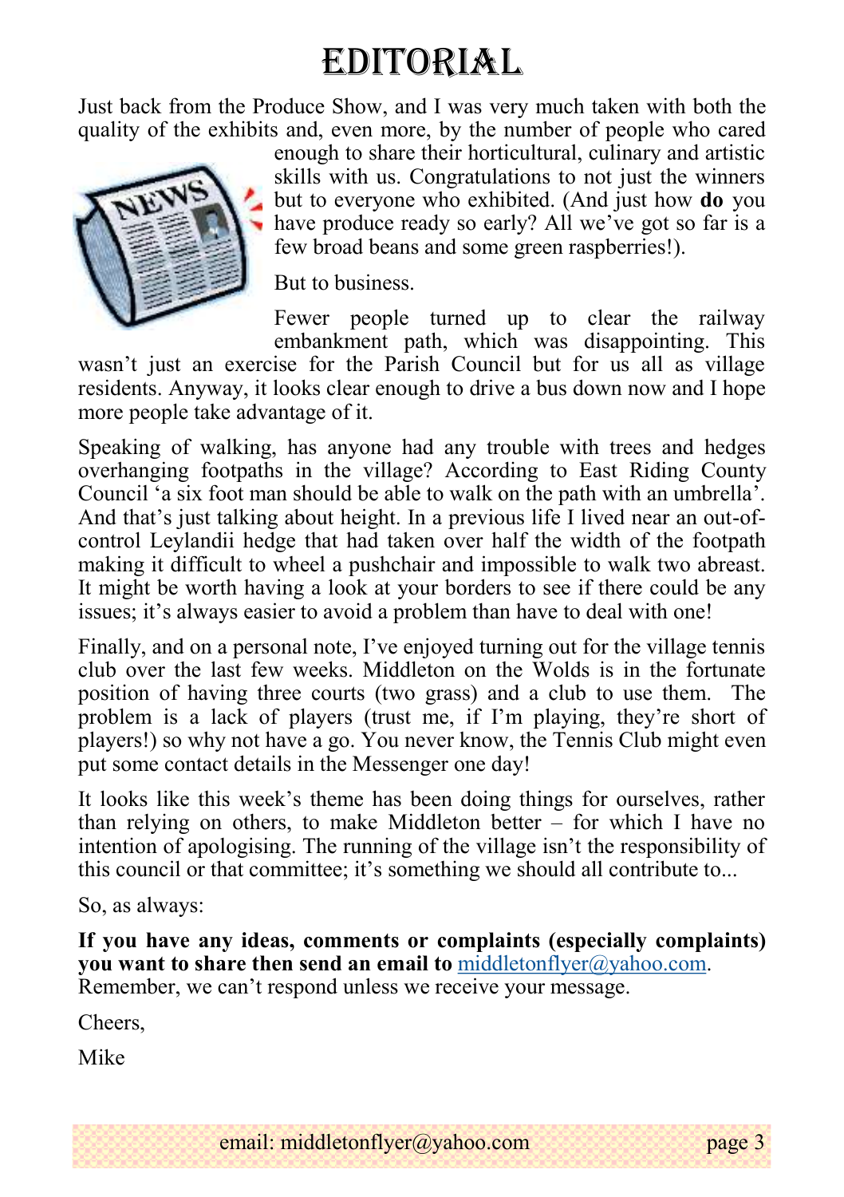# EDITORIAL

Just back from the Produce Show, and I was very much taken with both the quality of the exhibits and, even more, by the number of people who cared enough to share their horticultural, culinary and artistic skills with us. Congratulations to not just the winners but to everyone who exhibited. (And just how **do** you have produce ready so early? All we've got so far is a few broad beans and some green raspberries!).

But to business.

Fewer people turned up to clear the railway embankment path, which was disappointing. This wasn't just an exercise for the Parish Council but for us all as village residents. Anyway, it looks clear enough to drive a bus down now and I hope more people take advantage of it.

Speaking of walking, has anyone had any trouble with trees and hedges overhanging footpaths in the village? According to East Riding County Council 'a six foot man should be able to walk on the path with an umbrella'. And that's just talking about height. In a previous life I lived near an out-of-control Leylandii hedge that had taken over half the width of the footpath making it difficult to wheel a pushchair and impossible to walk two abreast. It might be worth having a look at your borders to see if there could be any issues; it's always easier to avoid a problem than have to deal with one!

Finally, and on a personal note, I've enjoyed turning out for the village tennis club over the last few weeks. Middleton on the Wolds is in the fortunate position of having three courts (two grass) and a club to use them. The problem is a lack of players (trust me, if I'm playing, they're short of players!) so why not have a go. You never know, the Tennis Club might even put some contact details in the Messenger one day!

It looks like this week's theme has been doing things for ourselves, rather than relying on others, to make Middleton better – for which I have no intention of apologising. The running of the village isn't the responsibility of this council or that committee; it's something we should all contribute to...

So, as always:

**If you have any ideas, comments or complaints (especially complaints) you want to share then send an email to** middletonflyer@yahoo.com. Remember, we can't respond unless we receive your message.

Cheers,

Mike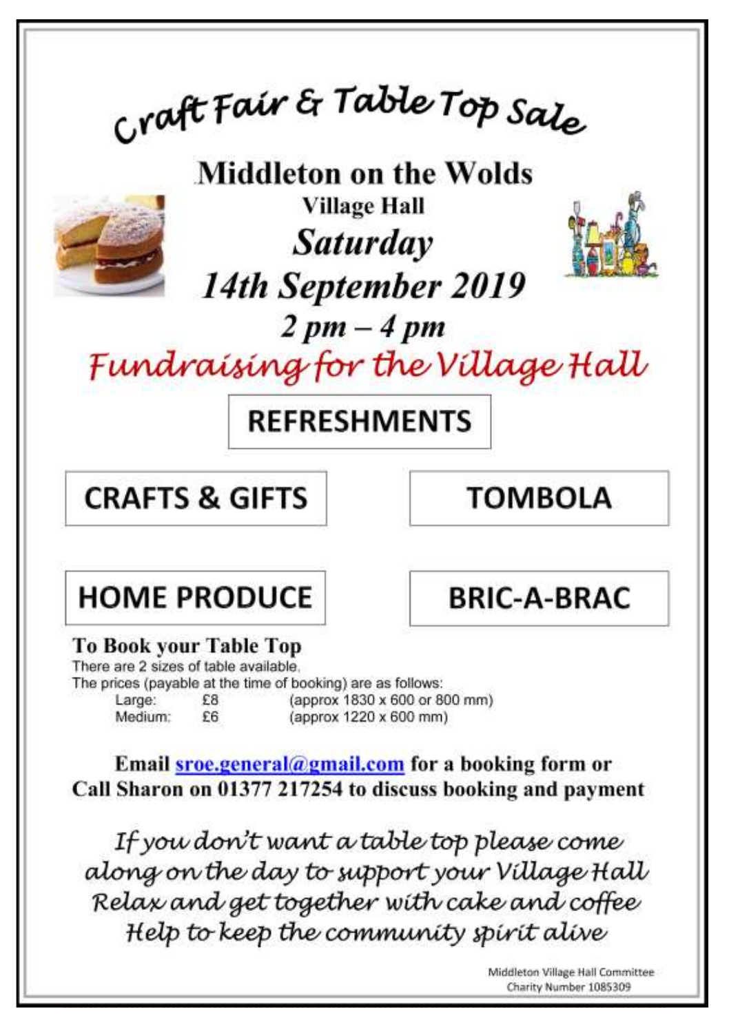# Craft Fair & Table Top Sale

## Middleton on the Wolds

**Village Hall**

***Saturday***

***14th September 2019***

***2 pm – 4 pm***

*Fundraising for the Village Hall*

**REFRESHMENTS**

**CRAFTS & GIFTS**

**TOMBOLA**

**HOME PRODUCE**

**BRIC-A-BRAC**

**To Book your Table Top**

There are 2 sizes of table available.

The prices (payable at the time of booking) are as follows:

| | | |
|---|---|---|
| Large: | £8 | (approx 1830 x 600 or 800 mm) |
| Medium: | £6 | (approx 1220 x 600 mm) |

**Email sroe.general@gmail.com for a booking form or**
**Call Sharon on 01377 217254 to discuss booking and payment**

*If you don't want a table top please come along on the day to support your Village Hall*
*Relax and get together with cake and coffee*
*Help to keep the community spirit alive*

Middleton Village Hall Committee
Charity Number 1085309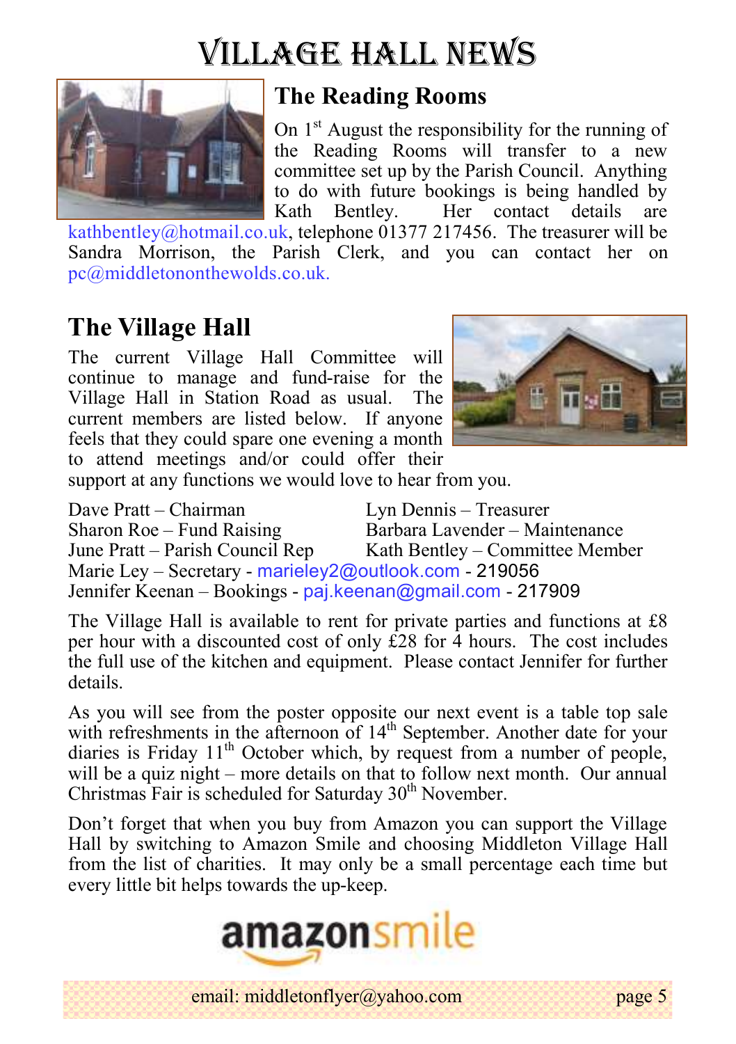# VILLAGE HALL NEWS

## The Reading Rooms

On 1st August the responsibility for the running of the Reading Rooms will transfer to a new committee set up by the Parish Council. Anything to do with future bookings is being handled by Kath Bentley. Her contact details are kathbentley@hotmail.co.uk, telephone 01377 217456. The treasurer will be Sandra Morrison, the Parish Clerk, and you can contact her on pc@middletononthewolds.co.uk.

## The Village Hall

The current Village Hall Committee will continue to manage and fund-raise for the Village Hall in Station Road as usual. The current members are listed below. If anyone feels that they could spare one evening a month to attend meetings and/or could offer their support at any functions we would love to hear from you.

Dave Pratt – Chairman
Lyn Dennis – Treasurer
Sharon Roe – Fund Raising
Barbara Lavender – Maintenance
June Pratt – Parish Council Rep
Kath Bentley – Committee Member
Marie Ley – Secretary - marieley2@outlook.com - 219056
Jennifer Keenan – Bookings - paj.keenan@gmail.com - 217909

The Village Hall is available to rent for private parties and functions at £8 per hour with a discounted cost of only £28 for 4 hours. The cost includes the full use of the kitchen and equipment. Please contact Jennifer for further details.

As you will see from the poster opposite our next event is a table top sale with refreshments in the afternoon of 14th September. Another date for your diaries is Friday 11th October which, by request from a number of people, will be a quiz night – more details on that to follow next month. Our annual Christmas Fair is scheduled for Saturday 30th November.

Don't forget that when you buy from Amazon you can support the Village Hall by switching to Amazon Smile and choosing Middleton Village Hall from the list of charities. It may only be a small percentage each time but every little bit helps towards the up-keep.

amazonsmile

email: middletonflyer@yahoo.com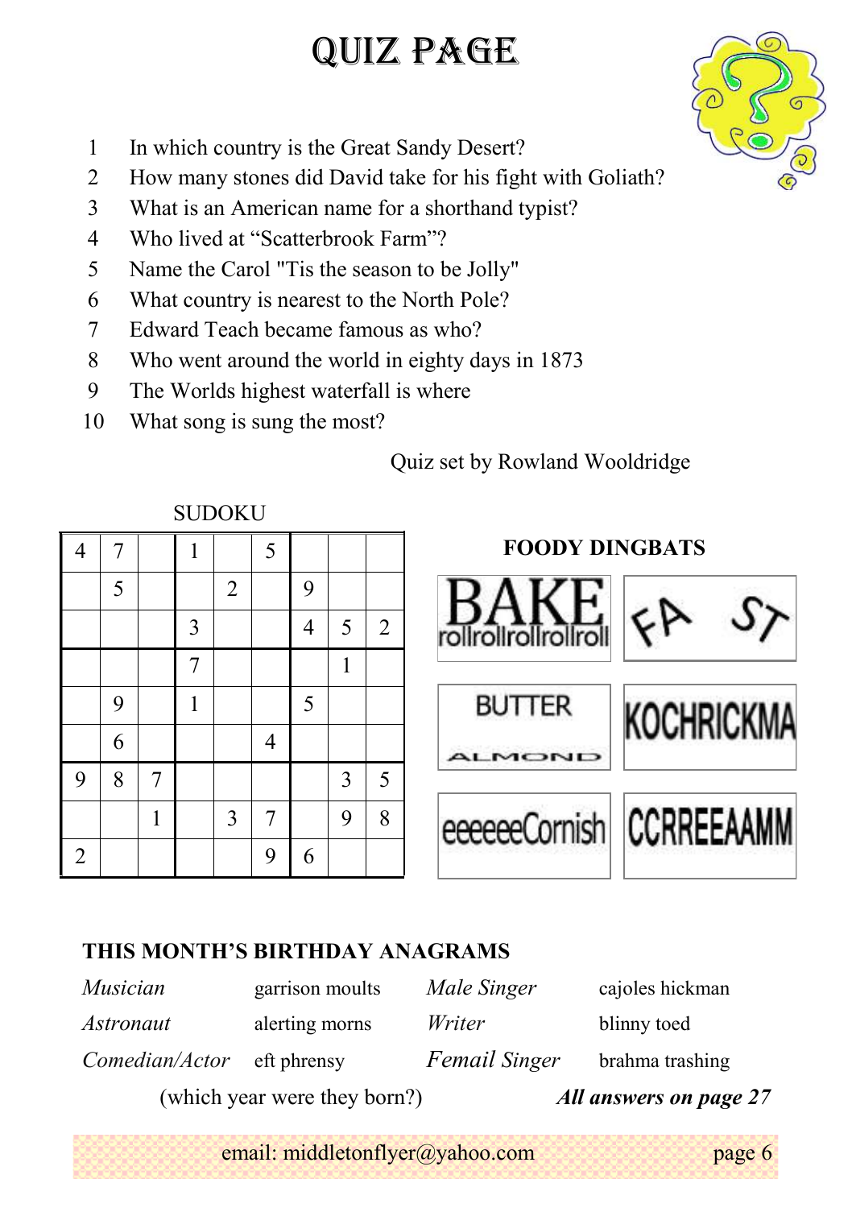# QUIZ PAGE

1. In which country is the Great Sandy Desert?
2. How many stones did David take for his fight with Goliath?
3. What is an American name for a shorthand typist?
4. Who lived at "Scatterbrook Farm"?
5. Name the Carol "Tis the season to be Jolly"
6. What country is nearest to the North Pole?
7. Edward Teach became famous as who?
8. Who went around the world in eighty days in 1873
9. The Worlds highest waterfall is where
10. What song is sung the most?

Quiz set by Rowland Wooldridge

## SUDOKU

| | | | | | | | | |
|---|---|---|---|---|---|---|---|---|
| 4 | 7 | | 1 | | 5 | | | |
| | 5 | | | 2 | | 9 | | |
| | | | 3 | | | 4 | 5 | 2 |
| | | | 7 | | | | 1 | |
| | 9 | | 1 | | | 5 | | |
| | 6 | | | | 4 | | | |
| 9 | 8 | 7 | | | | | 3 | 5 |
| | | 1 | | 3 | 7 | | 9 | 8 |
| 2 | | | | | 9 | 6 | | |

## FOODY DINGBATS

| | |
|---|---|
| BAKE rollrollrollrollroll | FA ST |
| BUTTER ALMOND | KOCHRICKMA |
| eeeeeeCornish | CCRREEAAMM |

## THIS MONTH'S BIRTHDAY ANAGRAMS

| | | | |
|---|---|---|---|
| *Musician* | garrison moults | *Male Singer* | cajoles hickman |
| *Astronaut* | alerting morns | *Writer* | blinny toed |
| *Comedian/Actor* | eft phrensy | *Femail Singer* | brahma trashing |

(which year were they born?) ***All answers on page 27***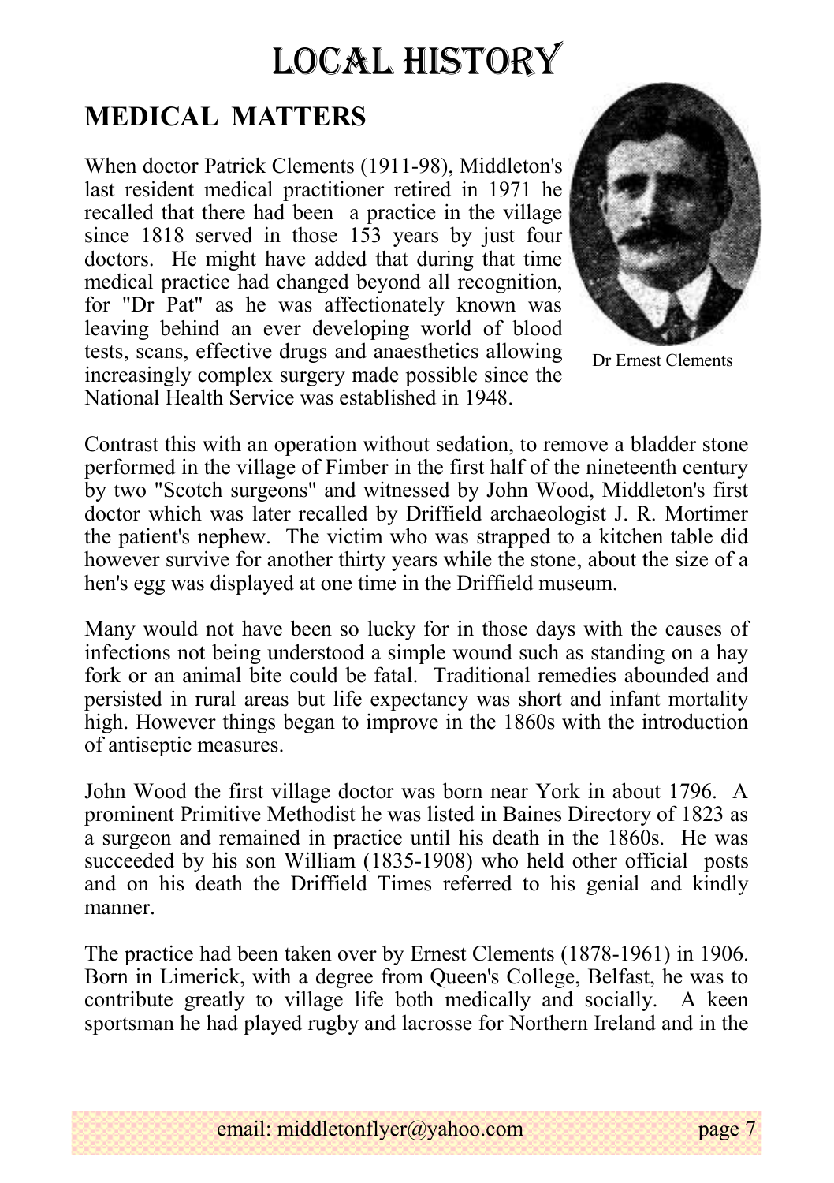# LOCAL HISTORY

## MEDICAL MATTERS

When doctor Patrick Clements (1911-98), Middleton's last resident medical practitioner retired in 1971 he recalled that there had been a practice in the village since 1818 served in those 153 years by just four doctors. He might have added that during that time medical practice had changed beyond all recognition, for "Dr Pat" as he was affectionately known was leaving behind an ever developing world of blood tests, scans, effective drugs and anaesthetics allowing increasingly complex surgery made possible since the National Health Service was established in 1948.

Dr Ernest Clements

Contrast this with an operation without sedation, to remove a bladder stone performed in the village of Fimber in the first half of the nineteenth century by two "Scotch surgeons" and witnessed by John Wood, Middleton's first doctor which was later recalled by Driffield archaeologist J. R. Mortimer the patient's nephew. The victim who was strapped to a kitchen table did however survive for another thirty years while the stone, about the size of a hen's egg was displayed at one time in the Driffield museum.

Many would not have been so lucky for in those days with the causes of infections not being understood a simple wound such as standing on a hay fork or an animal bite could be fatal. Traditional remedies abounded and persisted in rural areas but life expectancy was short and infant mortality high. However things began to improve in the 1860s with the introduction of antiseptic measures.

John Wood the first village doctor was born near York in about 1796. A prominent Primitive Methodist he was listed in Baines Directory of 1823 as a surgeon and remained in practice until his death in the 1860s. He was succeeded by his son William (1835-1908) who held other official posts and on his death the Driffield Times referred to his genial and kindly manner.

The practice had been taken over by Ernest Clements (1878-1961) in 1906. Born in Limerick, with a degree from Queen's College, Belfast, he was to contribute greatly to village life both medically and socially. A keen sportsman he had played rugby and lacrosse for Northern Ireland and in the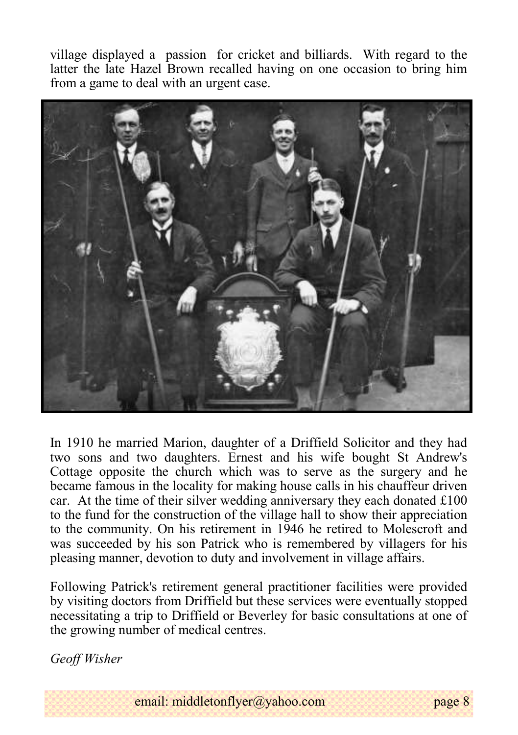village displayed a passion for cricket and billiards. With regard to the latter the late Hazel Brown recalled having on one occasion to bring him from a game to deal with an urgent case.

In 1910 he married Marion, daughter of a Driffield Solicitor and they had two sons and two daughters. Ernest and his wife bought St Andrew's Cottage opposite the church which was to serve as the surgery and he became famous in the locality for making house calls in his chauffeur driven car. At the time of their silver wedding anniversary they each donated £100 to the fund for the construction of the village hall to show their appreciation to the community. On his retirement in 1946 he retired to Molescroft and was succeeded by his son Patrick who is remembered by villagers for his pleasing manner, devotion to duty and involvement in village affairs.

Following Patrick's retirement general practitioner facilities were provided by visiting doctors from Driffield but these services were eventually stopped necessitating a trip to Driffield or Beverley for basic consultations at one of the growing number of medical centres.

*Geoff Wisher*

email: middletonflyer@yahoo.com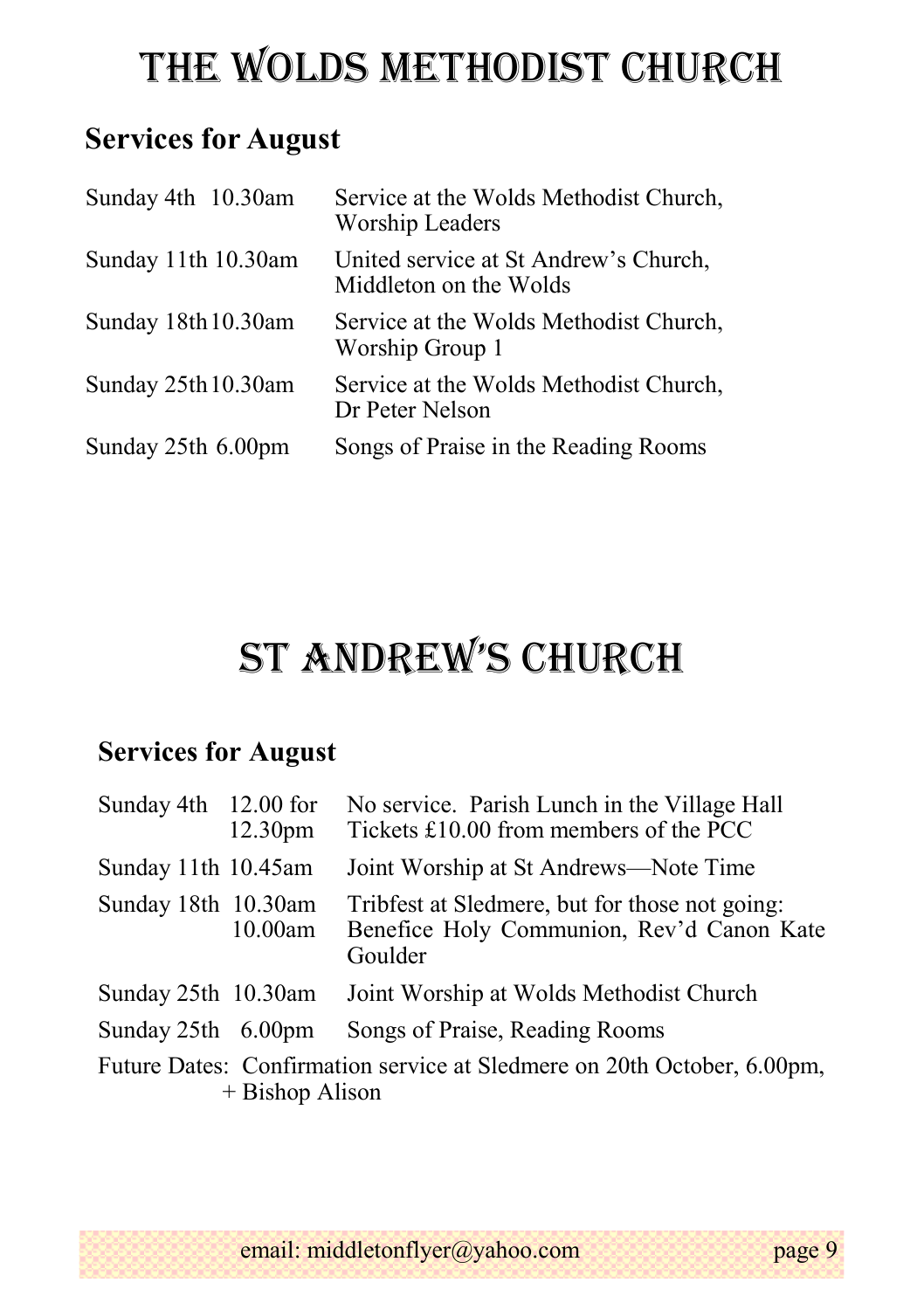# The Wolds Methodist Church

## Services for August

| | |
|---|---|
| Sunday 4th 10.30am | Service at the Wolds Methodist Church, Worship Leaders |
| Sunday 11th 10.30am | United service at St Andrew's Church, Middleton on the Wolds |
| Sunday 18th 10.30am | Service at the Wolds Methodist Church, Worship Group 1 |
| Sunday 25th 10.30am | Service at the Wolds Methodist Church, Dr Peter Nelson |
| Sunday 25th 6.00pm | Songs of Praise in the Reading Rooms |

# St Andrew's Church

## Services for August

| | | |
|---|---|---|
| Sunday 4th | 12.00 for 12.30pm | No service. Parish Lunch in the Village Hall Tickets £10.00 from members of the PCC |
| Sunday 11th | 10.45am | Joint Worship at St Andrews—Note Time |
| Sunday 18th | 10.30am 10.00am | Tribfest at Sledmere, but for those not going: Benefice Holy Communion, Rev'd Canon Kate Goulder |
| Sunday 25th | 10.30am | Joint Worship at Wolds Methodist Church |
| Sunday 25th | 6.00pm | Songs of Praise, Reading Rooms |

Future Dates: Confirmation service at Sledmere on 20th October, 6.00pm, + Bishop Alison

email: middletonflyer@yahoo.com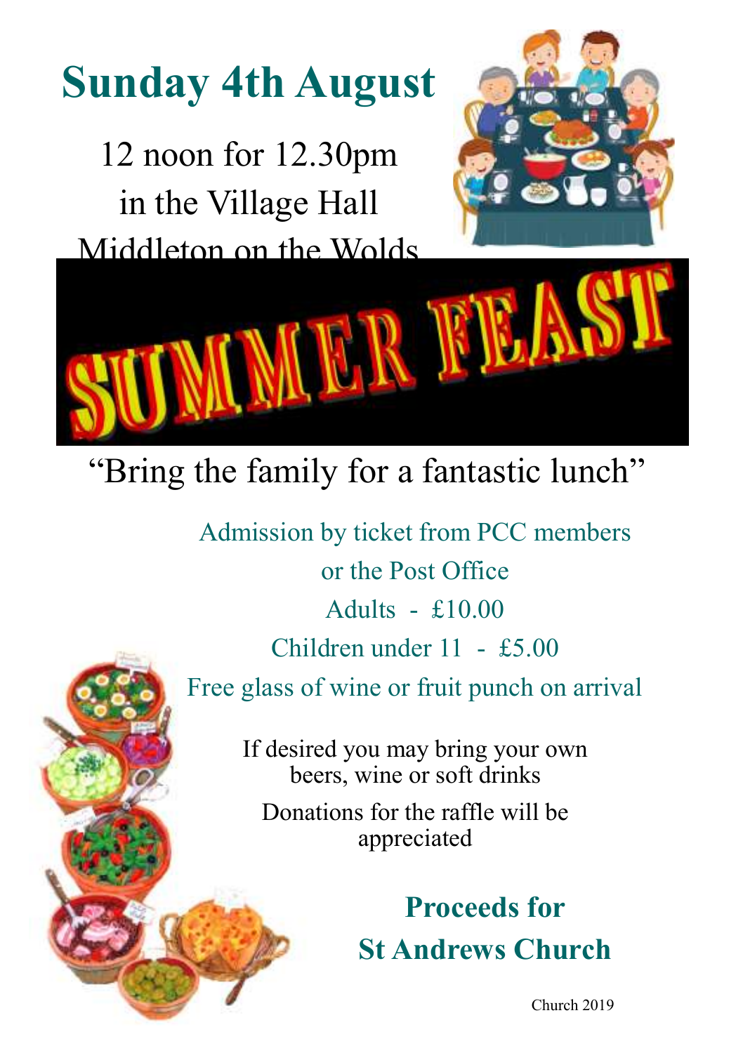# Sunday 4th August

12 noon for 12.30pm
in the Village Hall
Middleton on the Wolds

# SUMMER FEAST

"Bring the family for a fantastic lunch"

Admission by ticket from PCC members
or the Post Office
Adults - £10.00
Children under 11 - £5.00
Free glass of wine or fruit punch on arrival

If desired you may bring your own
beers, wine or soft drinks

Donations for the raffle will be
appreciated

## Proceeds for
## St Andrews Church

Church 2019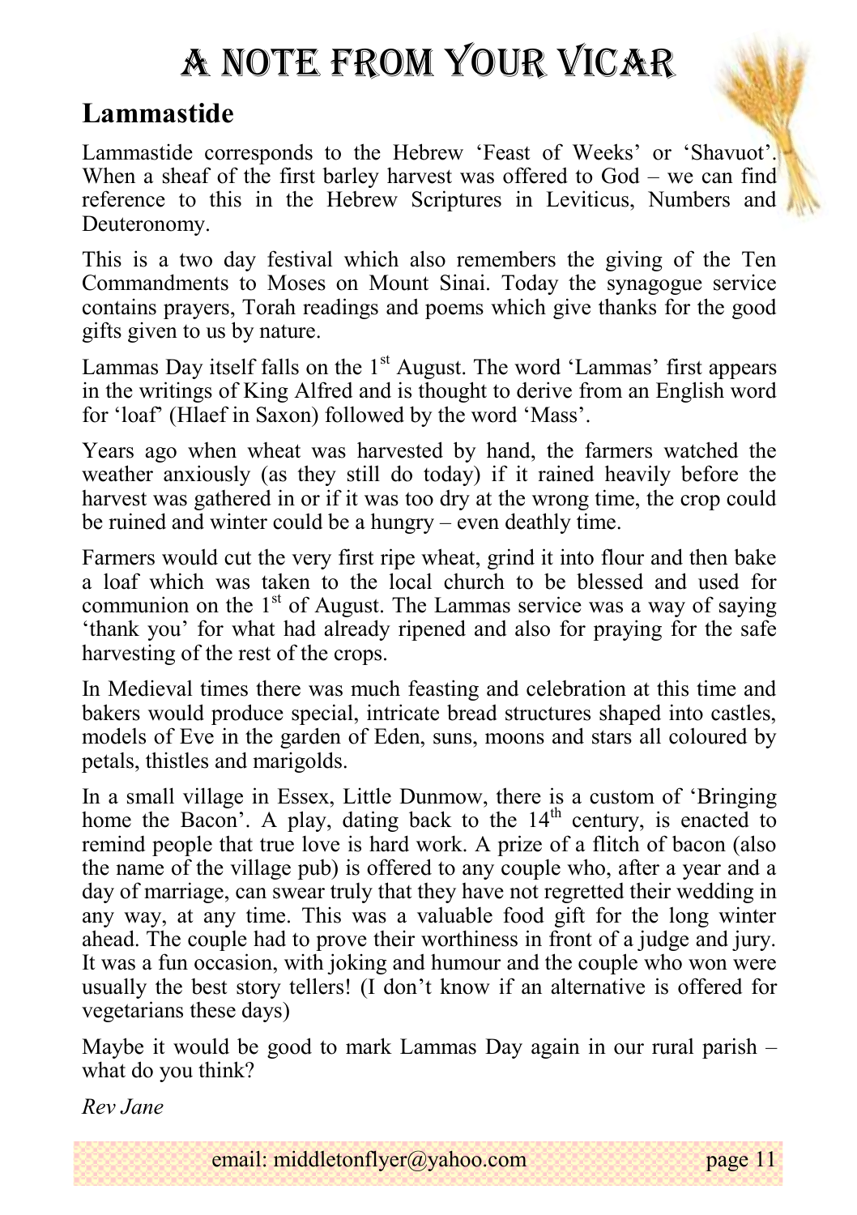# A Note From Your Vicar

## Lammastide

Lammastide corresponds to the Hebrew 'Feast of Weeks' or 'Shavuot'. When a sheaf of the first barley harvest was offered to God – we can find reference to this in the Hebrew Scriptures in Leviticus, Numbers and Deuteronomy.

This is a two day festival which also remembers the giving of the Ten Commandments to Moses on Mount Sinai. Today the synagogue service contains prayers, Torah readings and poems which give thanks for the good gifts given to us by nature.

Lammas Day itself falls on the 1st August. The word 'Lammas' first appears in the writings of King Alfred and is thought to derive from an English word for 'loaf' (Hlaef in Saxon) followed by the word 'Mass'.

Years ago when wheat was harvested by hand, the farmers watched the weather anxiously (as they still do today) if it rained heavily before the harvest was gathered in or if it was too dry at the wrong time, the crop could be ruined and winter could be a hungry – even deathly time.

Farmers would cut the very first ripe wheat, grind it into flour and then bake a loaf which was taken to the local church to be blessed and used for communion on the 1st of August. The Lammas service was a way of saying 'thank you' for what had already ripened and also for praying for the safe harvesting of the rest of the crops.

In Medieval times there was much feasting and celebration at this time and bakers would produce special, intricate bread structures shaped into castles, models of Eve in the garden of Eden, suns, moons and stars all coloured by petals, thistles and marigolds.

In a small village in Essex, Little Dunmow, there is a custom of 'Bringing home the Bacon'. A play, dating back to the 14th century, is enacted to remind people that true love is hard work. A prize of a flitch of bacon (also the name of the village pub) is offered to any couple who, after a year and a day of marriage, can swear truly that they have not regretted their wedding in any way, at any time. This was a valuable food gift for the long winter ahead. The couple had to prove their worthiness in front of a judge and jury. It was a fun occasion, with joking and humour and the couple who won were usually the best story tellers! (I don't know if an alternative is offered for vegetarians these days)

Maybe it would be good to mark Lammas Day again in our rural parish – what do you think?

*Rev Jane*

email: middletonflyer@yahoo.com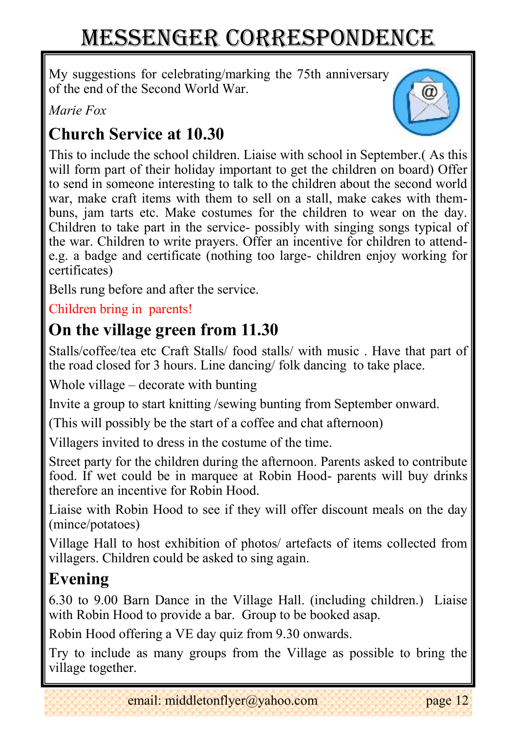# MESSENGER CORRESPONDENCE

My suggestions for celebrating/marking the 75th anniversary of the end of the Second World War.

*Marie Fox*

## Church Service at 10.30

This to include the school children. Liaise with school in September.( As this will form part of their holiday important to get the children on board) Offer to send in someone interesting to talk to the children about the second world war, make craft items with them to sell on a stall, make cakes with them- buns, jam tarts etc. Make costumes for the children to wear on the day. Children to take part in the service- possibly with singing songs typical of the war. Children to write prayers. Offer an incentive for children to attend- e.g. a badge and certificate (nothing too large- children enjoy working for certificates)

Bells rung before and after the service.

Children bring in parents!

## On the village green from 11.30

Stalls/coffee/tea etc Craft Stalls/ food stalls/ with music . Have that part of the road closed for 3 hours. Line dancing/ folk dancing to take place.

Whole village – decorate with bunting

Invite a group to start knitting /sewing bunting from September onward.

(This will possibly be the start of a coffee and chat afternoon)

Villagers invited to dress in the costume of the time.

Street party for the children during the afternoon. Parents asked to contribute food. If wet could be in marquee at Robin Hood- parents will buy drinks therefore an incentive for Robin Hood.

Liaise with Robin Hood to see if they will offer discount meals on the day (mince/potatoes)

Village Hall to host exhibition of photos/ artefacts of items collected from villagers. Children could be asked to sing again.

## Evening

6.30 to 9.00 Barn Dance in the Village Hall. (including children.) Liaise with Robin Hood to provide a bar. Group to be booked asap.

Robin Hood offering a VE day quiz from 9.30 onwards.

Try to include as many groups from the Village as possible to bring the village together.

email: middletonflyer@yahoo.com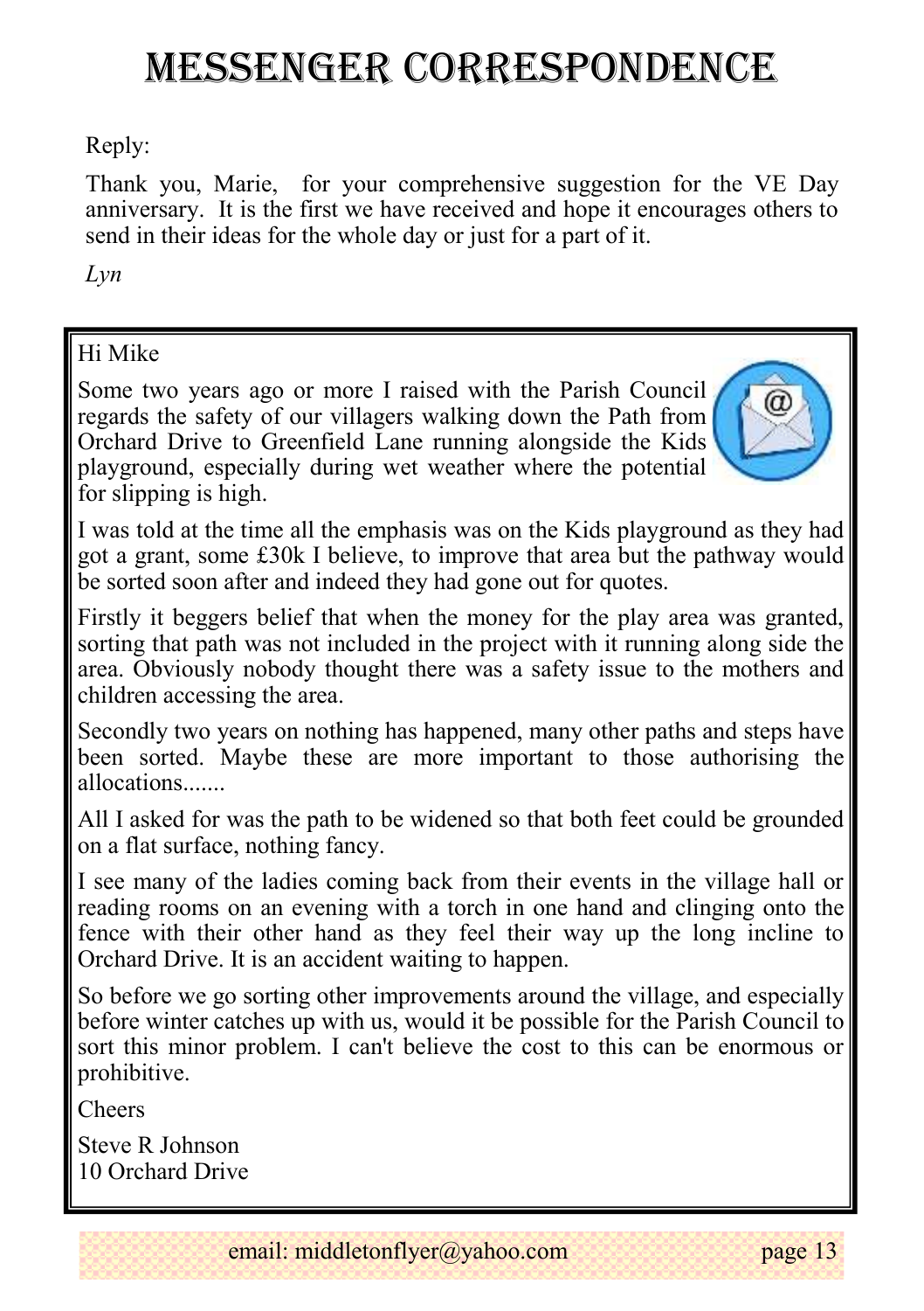# Messenger Correspondence

Reply:

Thank you, Marie, for your comprehensive suggestion for the VE Day anniversary. It is the first we have received and hope it encourages others to send in their ideas for the whole day or just for a part of it.

*Lyn*

---

Hi Mike

Some two years ago or more I raised with the Parish Council regards the safety of our villagers walking down the Path from Orchard Drive to Greenfield Lane running alongside the Kids playground, especially during wet weather where the potential for slipping is high.

I was told at the time all the emphasis was on the Kids playground as they had got a grant, some £30k I believe, to improve that area but the pathway would be sorted soon after and indeed they had gone out for quotes.

Firstly it beggers belief that when the money for the play area was granted, sorting that path was not included in the project with it running along side the area. Obviously nobody thought there was a safety issue to the mothers and children accessing the area.

Secondly two years on nothing has happened, many other paths and steps have been sorted. Maybe these are more important to those authorising the allocations.......

All I asked for was the path to be widened so that both feet could be grounded on a flat surface, nothing fancy.

I see many of the ladies coming back from their events in the village hall or reading rooms on an evening with a torch in one hand and clinging onto the fence with their other hand as they feel their way up the long incline to Orchard Drive. It is an accident waiting to happen.

So before we go sorting other improvements around the village, and especially before winter catches up with us, would it be possible for the Parish Council to sort this minor problem. I can't believe the cost to this can be enormous or prohibitive.

Cheers

Steve R Johnson
10 Orchard Drive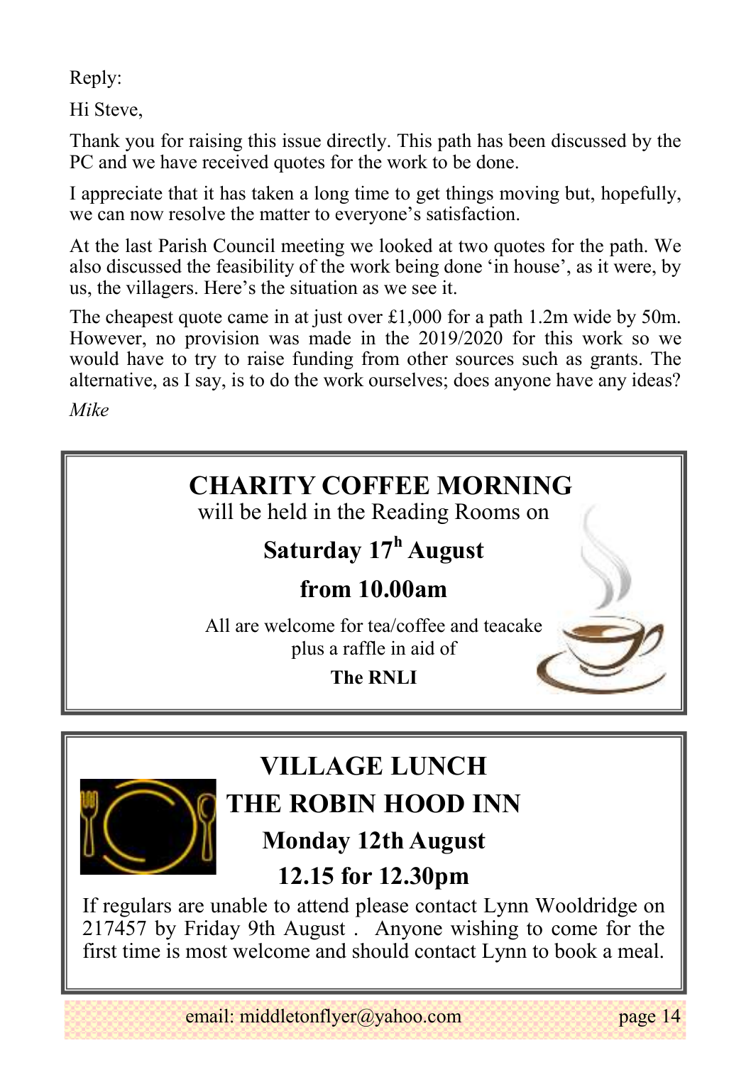Reply:

Hi Steve,

Thank you for raising this issue directly. This path has been discussed by the PC and we have received quotes for the work to be done.

I appreciate that it has taken a long time to get things moving but, hopefully, we can now resolve the matter to everyone's satisfaction.

At the last Parish Council meeting we looked at two quotes for the path. We also discussed the feasibility of the work being done 'in house', as it were, by us, the villagers. Here's the situation as we see it.

The cheapest quote came in at just over £1,000 for a path 1.2m wide by 50m. However, no provision was made in the 2019/2020 for this work so we would have to try to raise funding from other sources such as grants. The alternative, as I say, is to do the work ourselves; does anyone have any ideas?

*Mike*

## CHARITY COFFEE MORNING

will be held in the Reading Rooms on

**Saturday 17h August**

**from 10.00am**

All are welcome for tea/coffee and teacake plus a raffle in aid of

**The RNLI**

## VILLAGE LUNCH

## THE ROBIN HOOD INN

**Monday 12th August**

**12.15 for 12.30pm**

If regulars are unable to attend please contact Lynn Wooldridge on 217457 by Friday 9th August . Anyone wishing to come for the first time is most welcome and should contact Lynn to book a meal.

email: middletonflyer@yahoo.com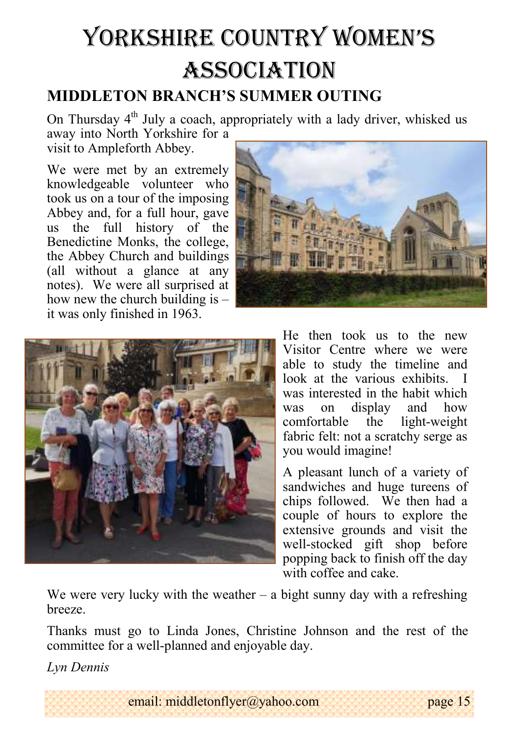# Yorkshire Country Women's Association

## MIDDLETON BRANCH'S SUMMER OUTING

On Thursday 4th July a coach, appropriately with a lady driver, whisked us away into North Yorkshire for a visit to Ampleforth Abbey.

We were met by an extremely knowledgeable volunteer who took us on a tour of the imposing Abbey and, for a full hour, gave us the full history of the Benedictine Monks, the college, the Abbey Church and buildings (all without a glance at any notes). We were all surprised at how new the church building is – it was only finished in 1963.

He then took us to the new Visitor Centre where we were able to study the timeline and look at the various exhibits. I was interested in the habit which was on display and how comfortable the light-weight fabric felt: not a scratchy serge as you would imagine!

A pleasant lunch of a variety of sandwiches and huge tureens of chips followed. We then had a couple of hours to explore the extensive grounds and visit the well-stocked gift shop before popping back to finish off the day with coffee and cake.

We were very lucky with the weather – a bight sunny day with a refreshing breeze.

Thanks must go to Linda Jones, Christine Johnson and the rest of the committee for a well-planned and enjoyable day.

*Lyn Dennis*

email: middletonflyer@yahoo.com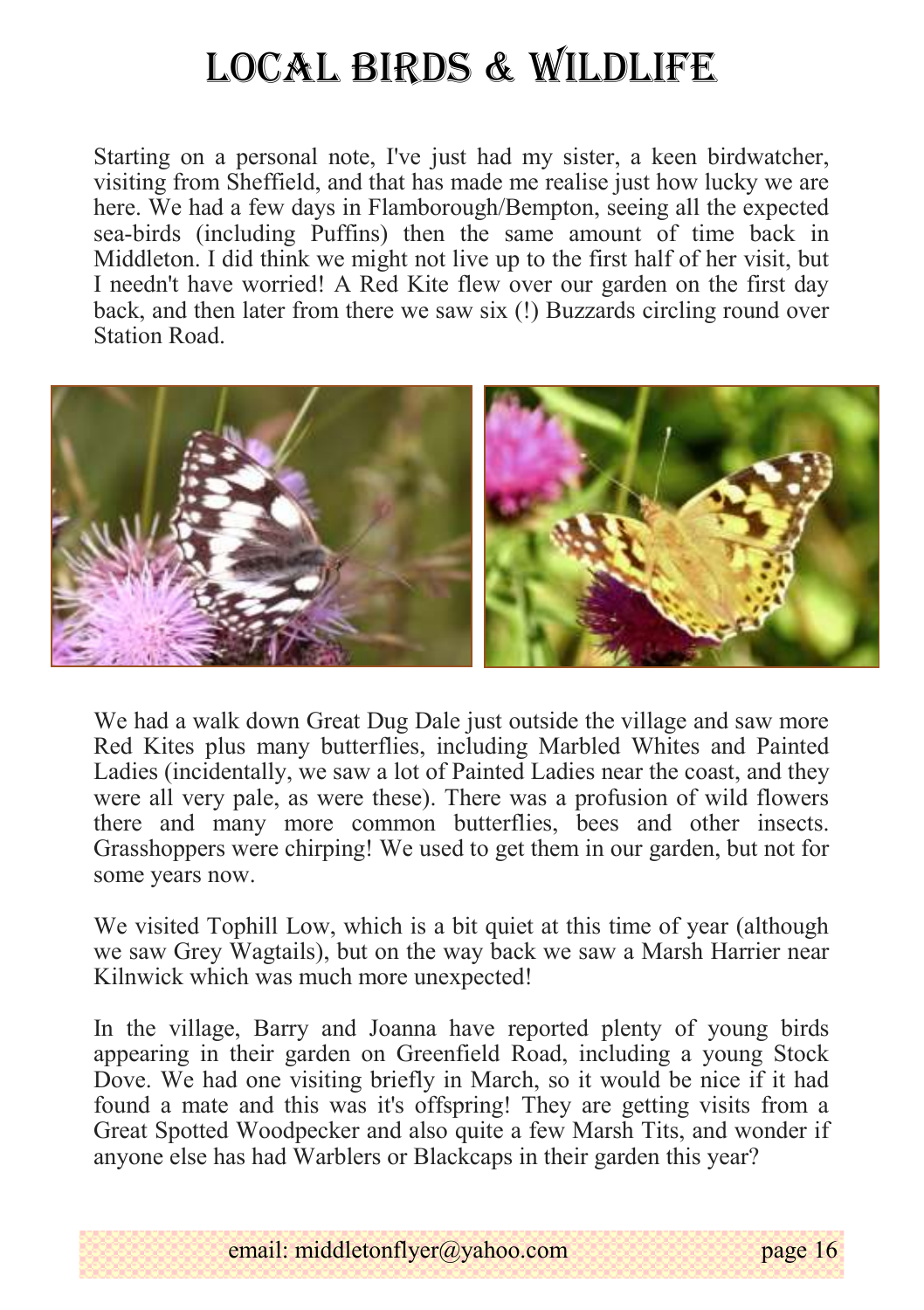# LOCAL BIRDS & WILDLIFE

Starting on a personal note, I've just had my sister, a keen birdwatcher, visiting from Sheffield, and that has made me realise just how lucky we are here. We had a few days in Flamborough/Bempton, seeing all the expected sea-birds (including Puffins) then the same amount of time back in Middleton. I did think we might not live up to the first half of her visit, but I needn't have worried! A Red Kite flew over our garden on the first day back, and then later from there we saw six (!) Buzzards circling round over Station Road.

We had a walk down Great Dug Dale just outside the village and saw more Red Kites plus many butterflies, including Marbled Whites and Painted Ladies (incidentally, we saw a lot of Painted Ladies near the coast, and they were all very pale, as were these). There was a profusion of wild flowers there and many more common butterflies, bees and other insects. Grasshoppers were chirping! We used to get them in our garden, but not for some years now.

We visited Tophill Low, which is a bit quiet at this time of year (although we saw Grey Wagtails), but on the way back we saw a Marsh Harrier near Kilnwick which was much more unexpected!

In the village, Barry and Joanna have reported plenty of young birds appearing in their garden on Greenfield Road, including a young Stock Dove. We had one visiting briefly in March, so it would be nice if it had found a mate and this was it's offspring! They are getting visits from a Great Spotted Woodpecker and also quite a few Marsh Tits, and wonder if anyone else has had Warblers or Blackcaps in their garden this year?

email: middletonflyer@yahoo.com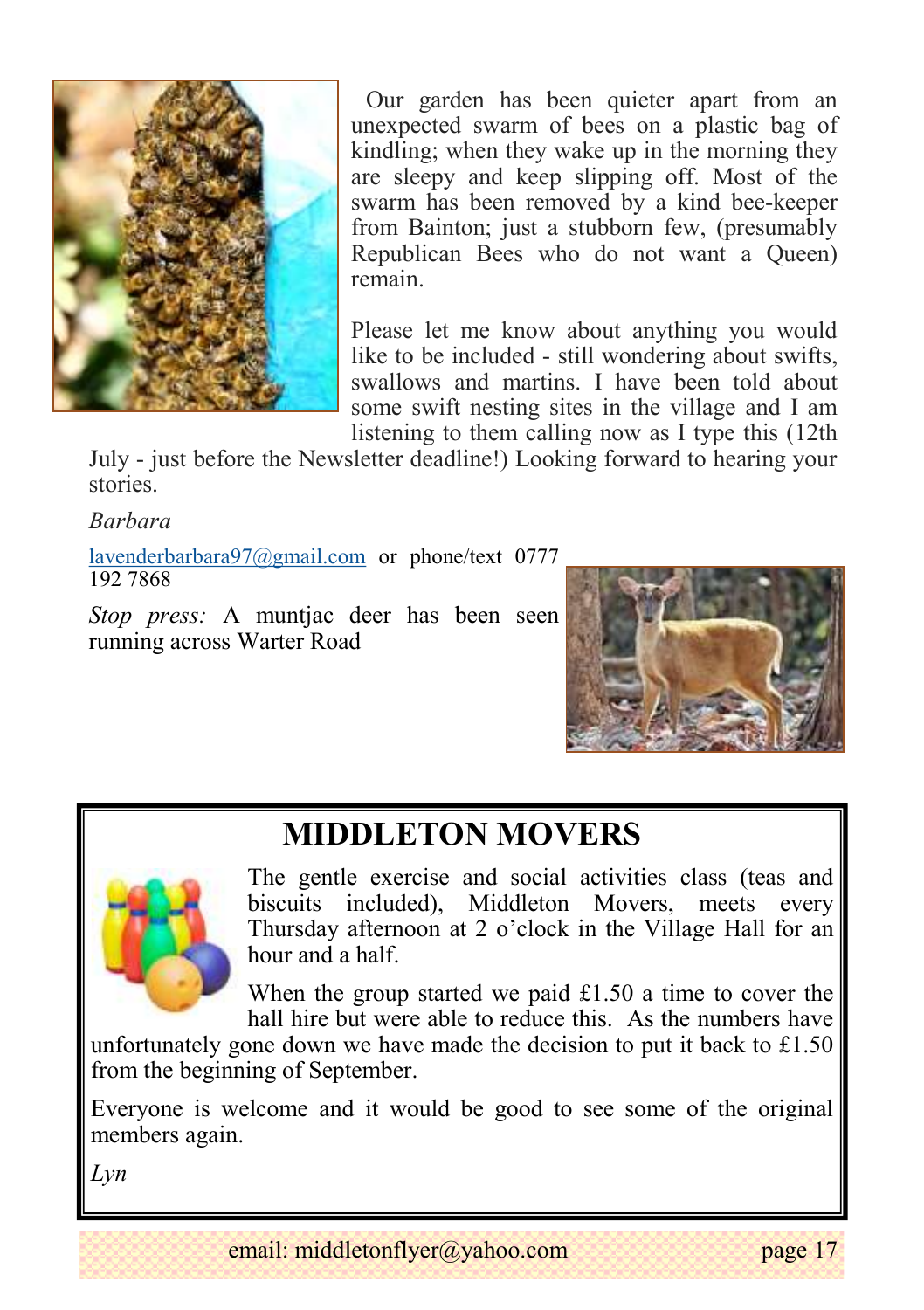Our garden has been quieter apart from an unexpected swarm of bees on a plastic bag of kindling; when they wake up in the morning they are sleepy and keep slipping off. Most of the swarm has been removed by a kind bee-keeper from Bainton; just a stubborn few, (presumably Republican Bees who do not want a Queen) remain.

Please let me know about anything you would like to be included - still wondering about swifts, swallows and martins. I have been told about some swift nesting sites in the village and I am listening to them calling now as I type this (12th July - just before the Newsletter deadline!) Looking forward to hearing your stories.

*Barbara*

lavenderbarbara97@gmail.com or phone/text 0777 192 7868

*Stop press:* A muntjac deer has been seen running across Warter Road

## MIDDLETON MOVERS

The gentle exercise and social activities class (teas and biscuits included), Middleton Movers, meets every Thursday afternoon at 2 o'clock in the Village Hall for an hour and a half.

When the group started we paid £1.50 a time to cover the hall hire but were able to reduce this. As the numbers have unfortunately gone down we have made the decision to put it back to £1.50 from the beginning of September.

Everyone is welcome and it would be good to see some of the original members again.

*Lyn*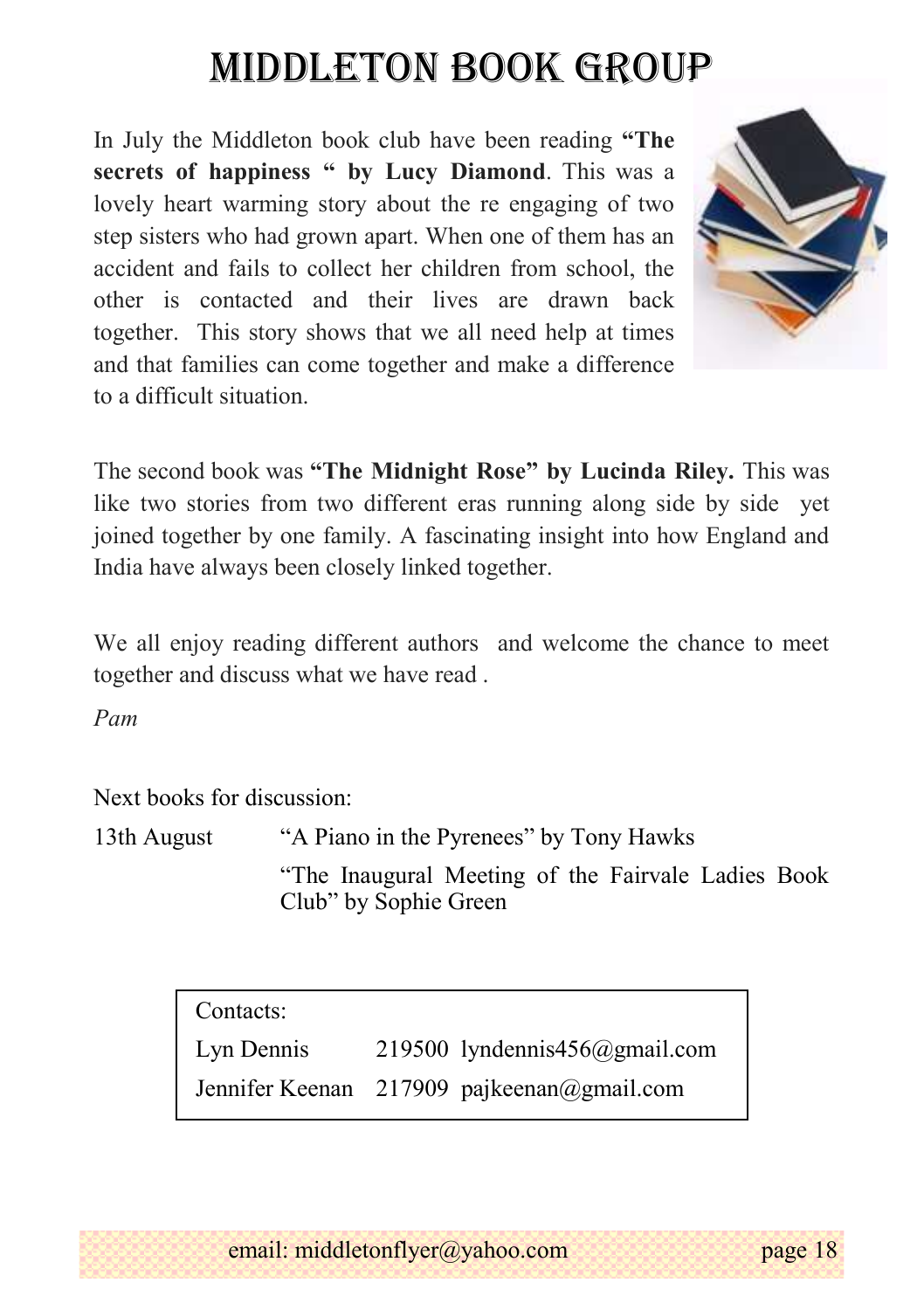# MIDDLETON BOOK GROUP

In July the Middleton book club have been reading **"The secrets of happiness " by Lucy Diamond**. This was a lovely heart warming story about the re engaging of two step sisters who had grown apart. When one of them has an accident and fails to collect her children from school, the other is contacted and their lives are drawn back together. This story shows that we all need help at times and that families can come together and make a difference to a difficult situation.

The second book was **"The Midnight Rose" by Lucinda Riley.** This was like two stories from two different eras running along side by side yet joined together by one family. A fascinating insight into how England and India have always been closely linked together.

We all enjoy reading different authors and welcome the chance to meet together and discuss what we have read .

*Pam*

Next books for discussion:

| | |
|---|---|
| 13th August | "A Piano in the Pyrenees" by Tony Hawks |
| | "The Inaugural Meeting of the Fairvale Ladies Book Club" by Sophie Green |

Contacts:

| | | |
|---|---|---|
| Lyn Dennis | 219500 | lyndennis456@gmail.com |
| Jennifer Keenan | 217909 | pajkeenan@gmail.com |

email: middletonflyer@yahoo.com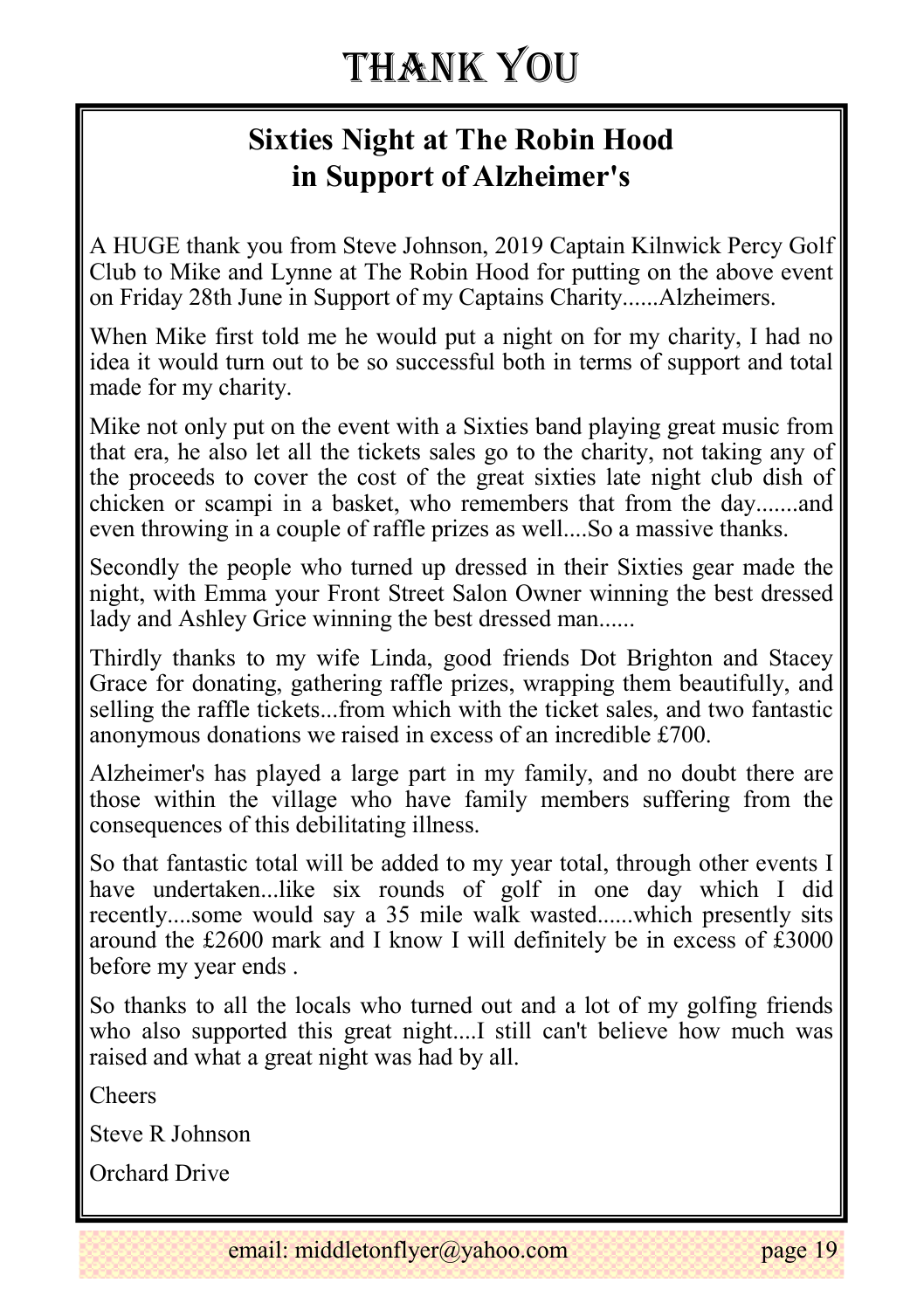# THANK YOU

## Sixties Night at The Robin Hood in Support of Alzheimer's

A HUGE thank you from Steve Johnson, 2019 Captain Kilnwick Percy Golf Club to Mike and Lynne at The Robin Hood for putting on the above event on Friday 28th June in Support of my Captains Charity......Alzheimers.

When Mike first told me he would put a night on for my charity, I had no idea it would turn out to be so successful both in terms of support and total made for my charity.

Mike not only put on the event with a Sixties band playing great music from that era, he also let all the tickets sales go to the charity, not taking any of the proceeds to cover the cost of the great sixties late night club dish of chicken or scampi in a basket, who remembers that from the day.......and even throwing in a couple of raffle prizes as well....So a massive thanks.

Secondly the people who turned up dressed in their Sixties gear made the night, with Emma your Front Street Salon Owner winning the best dressed lady and Ashley Grice winning the best dressed man......

Thirdly thanks to my wife Linda, good friends Dot Brighton and Stacey Grace for donating, gathering raffle prizes, wrapping them beautifully, and selling the raffle tickets...from which with the ticket sales, and two fantastic anonymous donations we raised in excess of an incredible £700.

Alzheimer's has played a large part in my family, and no doubt there are those within the village who have family members suffering from the consequences of this debilitating illness.

So that fantastic total will be added to my year total, through other events I have undertaken...like six rounds of golf in one day which I did recently....some would say a 35 mile walk wasted......which presently sits around the £2600 mark and I know I will definitely be in excess of £3000 before my year ends .

So thanks to all the locals who turned out and a lot of my golfing friends who also supported this great night....I still can't believe how much was raised and what a great night was had by all.

Cheers

Steve R Johnson

Orchard Drive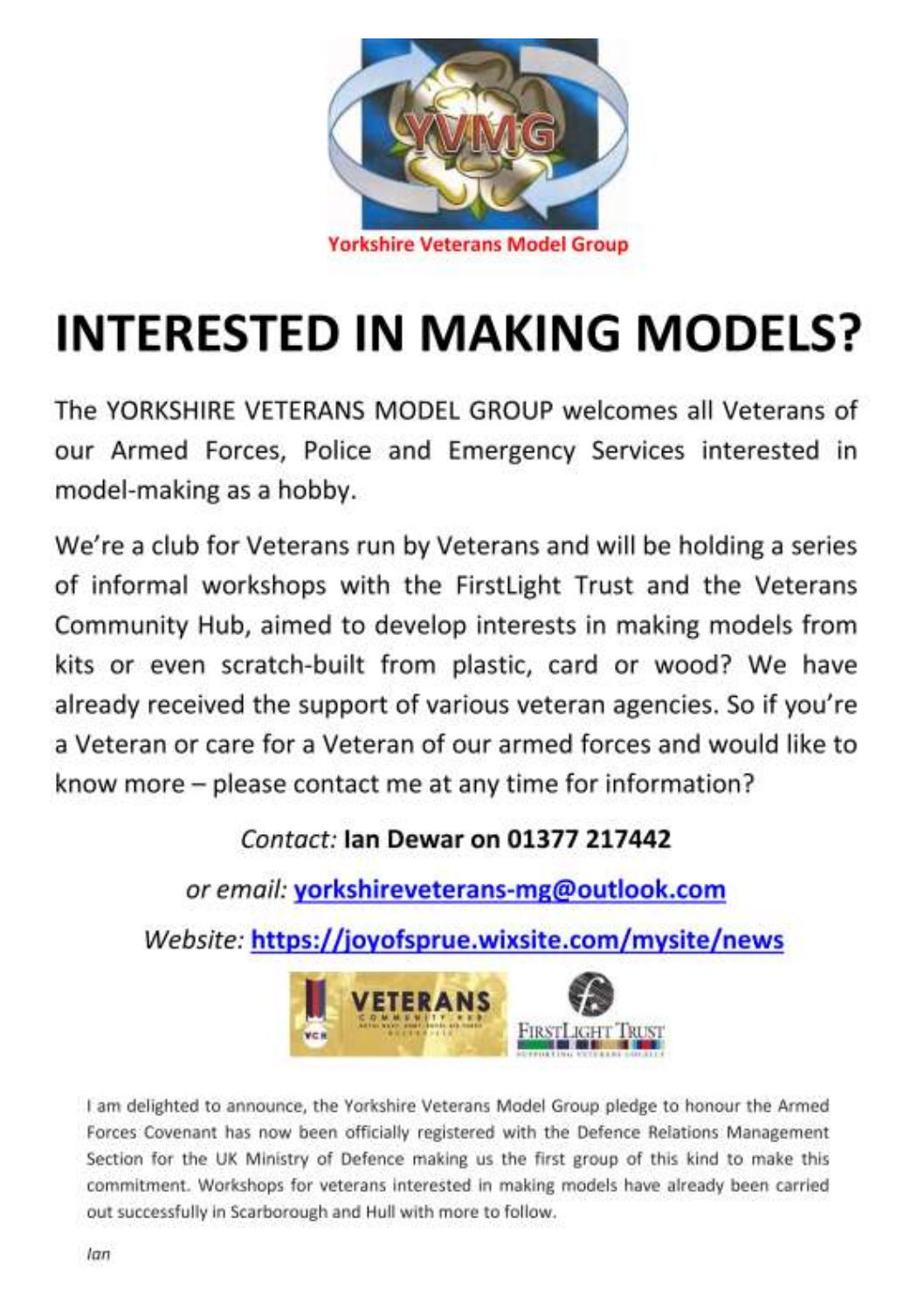Yorkshire Veterans Model Group

# INTERESTED IN MAKING MODELS?

The YORKSHIRE VETERANS MODEL GROUP welcomes all Veterans of our Armed Forces, Police and Emergency Services interested in model-making as a hobby.

We're a club for Veterans run by Veterans and will be holding a series of informal workshops with the FirstLight Trust and the Veterans Community Hub, aimed to develop interests in making models from kits or even scratch-built from plastic, card or wood? We have already received the support of various veteran agencies. So if you're a Veteran or care for a Veteran of our armed forces and would like to know more – please contact me at any time for information?

*Contact:* **Ian Dewar on 01377 217442**

*or email:* yorkshireveterans-mg@outlook.com

*Website:* https://joyofsprue.wixsite.com/mysite/news

I am delighted to announce, the Yorkshire Veterans Model Group pledge to honour the Armed Forces Covenant has now been officially registered with the Defence Relations Management Section for the UK Ministry of Defence making us the first group of this kind to make this commitment. Workshops for veterans interested in making models have already been carried out successfully in Scarborough and Hull with more to follow.

*Ian*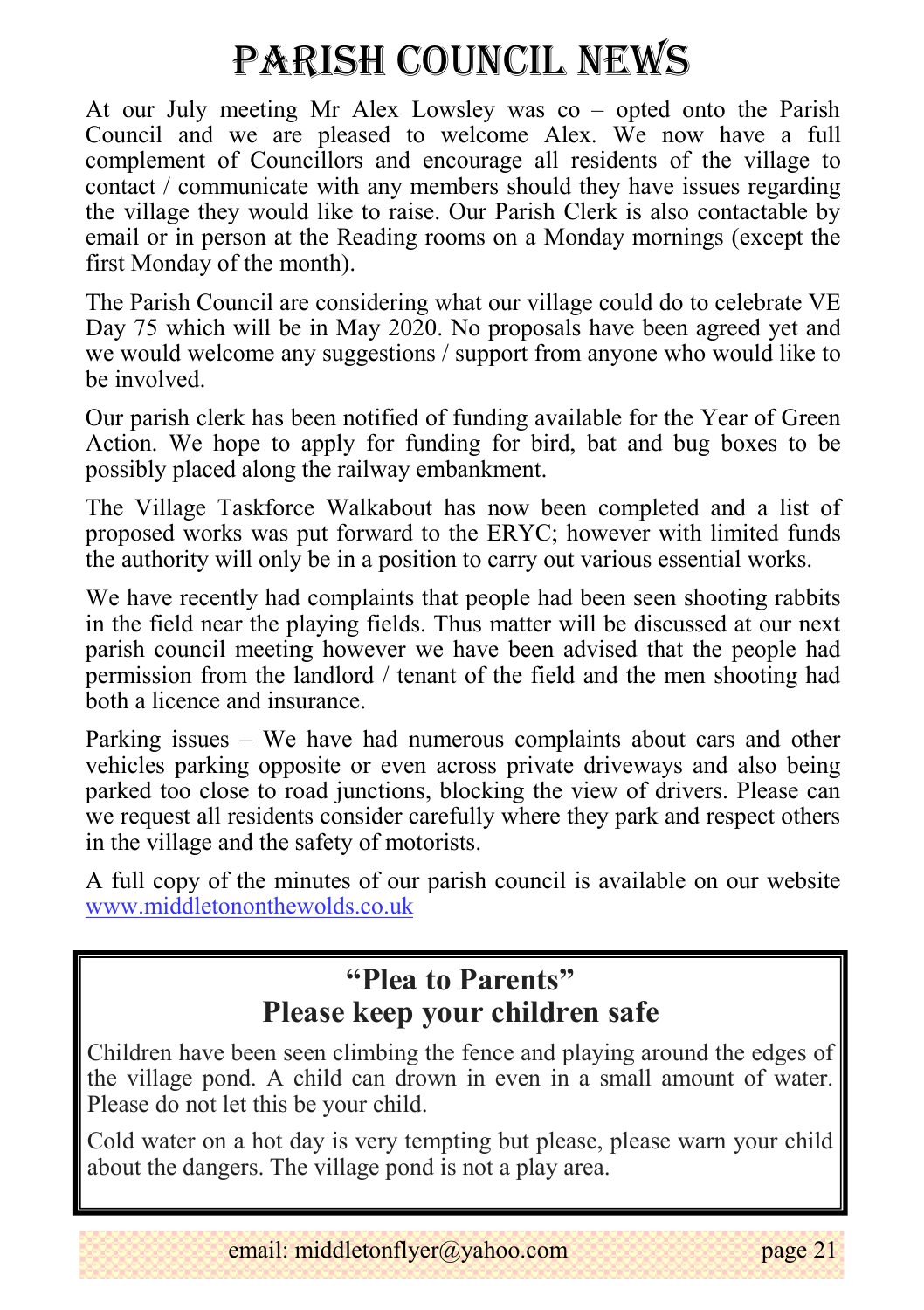# PARISH COUNCIL NEWS

At our July meeting Mr Alex Lowsley was co – opted onto the Parish Council and we are pleased to welcome Alex. We now have a full complement of Councillors and encourage all residents of the village to contact / communicate with any members should they have issues regarding the village they would like to raise. Our Parish Clerk is also contactable by email or in person at the Reading rooms on a Monday mornings (except the first Monday of the month).

The Parish Council are considering what our village could do to celebrate VE Day 75 which will be in May 2020. No proposals have been agreed yet and we would welcome any suggestions / support from anyone who would like to be involved.

Our parish clerk has been notified of funding available for the Year of Green Action. We hope to apply for funding for bird, bat and bug boxes to be possibly placed along the railway embankment.

The Village Taskforce Walkabout has now been completed and a list of proposed works was put forward to the ERYC; however with limited funds the authority will only be in a position to carry out various essential works.

We have recently had complaints that people had been seen shooting rabbits in the field near the playing fields. Thus matter will be discussed at our next parish council meeting however we have been advised that the people had permission from the landlord / tenant of the field and the men shooting had both a licence and insurance.

Parking issues – We have had numerous complaints about cars and other vehicles parking opposite or even across private driveways and also being parked too close to road junctions, blocking the view of drivers. Please can we request all residents consider carefully where they park and respect others in the village and the safety of motorists.

A full copy of the minutes of our parish council is available on our website [www.middletononthewolds.co.uk](http://www.middletononthewolds.co.uk)

## "Plea to Parents"
## Please keep your children safe

Children have been seen climbing the fence and playing around the edges of the village pond. A child can drown in even in a small amount of water. Please do not let this be your child.

Cold water on a hot day is very tempting but please, please warn your child about the dangers. The village pond is not a play area.

email: middletonflyer@yahoo.com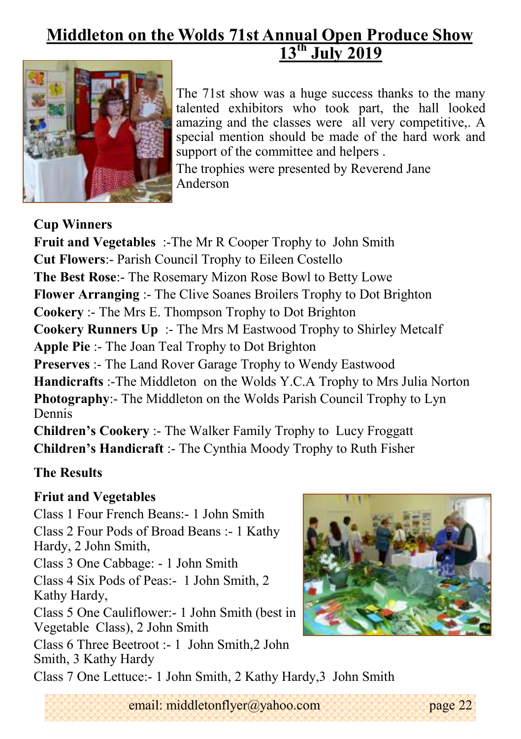# Middleton on the Wolds 71st Annual Open Produce Show 13th July 2019

The 71st show was a huge success thanks to the many talented exhibitors who took part, the hall looked amazing and the classes were all very competitive,. A special mention should be made of the hard work and support of the committee and helpers .

The trophies were presented by Reverend Jane Anderson

**Cup Winners**

**Fruit and Vegetables** :-The Mr R Cooper Trophy to John Smith
**Cut Flowers**:- Parish Council Trophy to Eileen Costello
**The Best Rose**:- The Rosemary Mizon Rose Bowl to Betty Lowe
**Flower Arranging** :- The Clive Soanes Broilers Trophy to Dot Brighton
**Cookery** :- The Mrs E. Thompson Trophy to Dot Brighton
**Cookery Runners Up** :- The Mrs M Eastwood Trophy to Shirley Metcalf
**Apple Pie** :- The Joan Teal Trophy to Dot Brighton
**Preserves** :- The Land Rover Garage Trophy to Wendy Eastwood
**Handicrafts** :-The Middleton on the Wolds Y.C.A Trophy to Mrs Julia Norton
**Photography**:- The Middleton on the Wolds Parish Council Trophy to Lyn Dennis
**Children's Cookery** :- The Walker Family Trophy to Lucy Froggatt
**Children's Handicraft** :- The Cynthia Moody Trophy to Ruth Fisher

**The Results**

**Friut and Vegetables**

Class 1 Four French Beans:- 1 John Smith
Class 2 Four Pods of Broad Beans :- 1 Kathy Hardy, 2 John Smith,
Class 3 One Cabbage: - 1 John Smith
Class 4 Six Pods of Peas:- 1 John Smith, 2 Kathy Hardy,
Class 5 One Cauliflower:- 1 John Smith (best in Vegetable Class), 2 John Smith
Class 6 Three Beetroot :- 1 John Smith,2 John Smith, 3 Kathy Hardy
Class 7 One Lettuce:- 1 John Smith, 2 Kathy Hardy,3 John Smith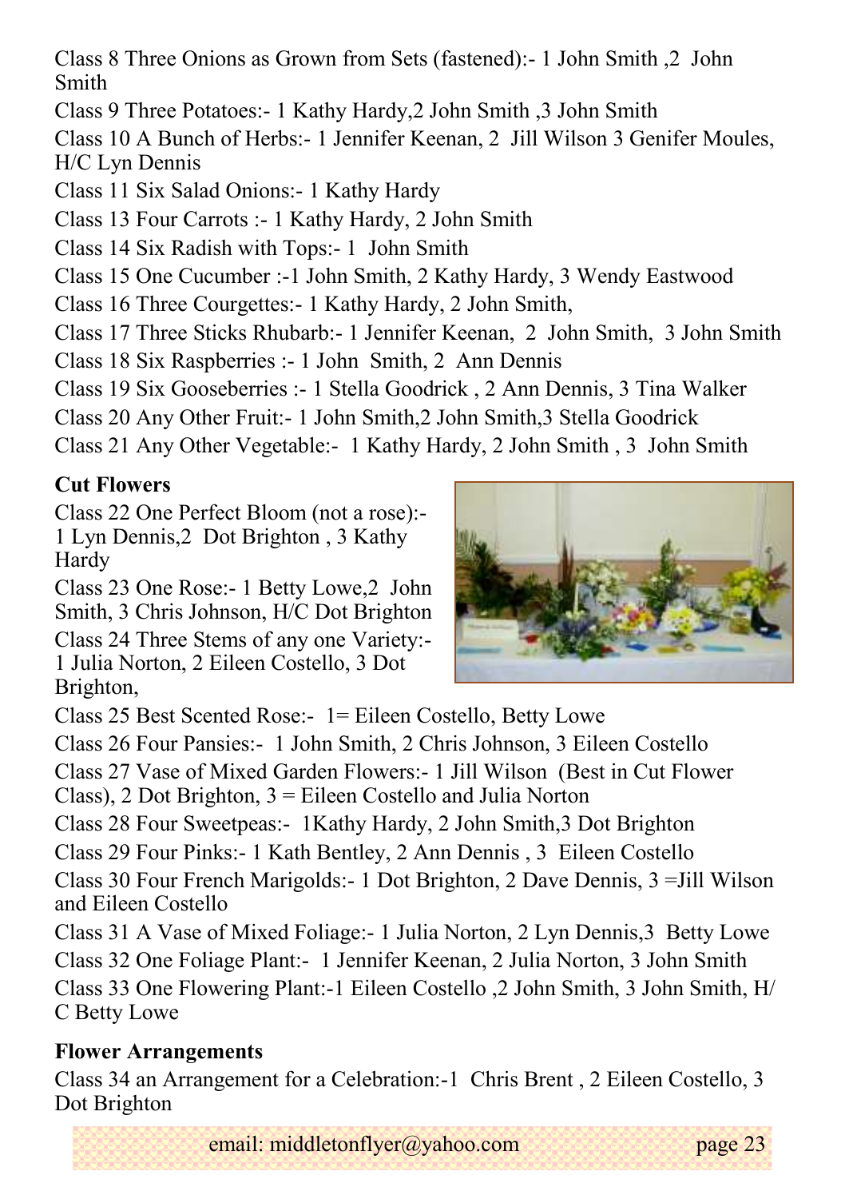Class 8 Three Onions as Grown from Sets (fastened):- 1 John Smith ,2 John Smith

Class 9 Three Potatoes:- 1 Kathy Hardy,2 John Smith ,3 John Smith

Class 10 A Bunch of Herbs:- 1 Jennifer Keenan, 2 Jill Wilson 3 Genifer Moules, H/C Lyn Dennis

Class 11 Six Salad Onions:- 1 Kathy Hardy

Class 13 Four Carrots :- 1 Kathy Hardy, 2 John Smith

Class 14 Six Radish with Tops:- 1 John Smith

Class 15 One Cucumber :-1 John Smith, 2 Kathy Hardy, 3 Wendy Eastwood

Class 16 Three Courgettes:- 1 Kathy Hardy, 2 John Smith,

Class 17 Three Sticks Rhubarb:- 1 Jennifer Keenan, 2 John Smith, 3 John Smith

Class 18 Six Raspberries :- 1 John Smith, 2 Ann Dennis

Class 19 Six Gooseberries :- 1 Stella Goodrick , 2 Ann Dennis, 3 Tina Walker

Class 20 Any Other Fruit:- 1 John Smith,2 John Smith,3 Stella Goodrick

Class 21 Any Other Vegetable:- 1 Kathy Hardy, 2 John Smith , 3 John Smith

**Cut Flowers**

Class 22 One Perfect Bloom (not a rose):- 1 Lyn Dennis,2 Dot Brighton , 3 Kathy Hardy

Class 23 One Rose:- 1 Betty Lowe,2 John Smith, 3 Chris Johnson, H/C Dot Brighton

Class 24 Three Stems of any one Variety:- 1 Julia Norton, 2 Eileen Costello, 3 Dot Brighton,

Class 25 Best Scented Rose:- 1= Eileen Costello, Betty Lowe

Class 26 Four Pansies:- 1 John Smith, 2 Chris Johnson, 3 Eileen Costello

Class 27 Vase of Mixed Garden Flowers:- 1 Jill Wilson (Best in Cut Flower Class), 2 Dot Brighton, 3 = Eileen Costello and Julia Norton

Class 28 Four Sweetpeas:- 1Kathy Hardy, 2 John Smith,3 Dot Brighton

Class 29 Four Pinks:- 1 Kath Bentley, 2 Ann Dennis , 3 Eileen Costello

Class 30 Four French Marigolds:- 1 Dot Brighton, 2 Dave Dennis, 3 =Jill Wilson and Eileen Costello

Class 31 A Vase of Mixed Foliage:- 1 Julia Norton, 2 Lyn Dennis,3 Betty Lowe

Class 32 One Foliage Plant:- 1 Jennifer Keenan, 2 Julia Norton, 3 John Smith

Class 33 One Flowering Plant:-1 Eileen Costello ,2 John Smith, 3 John Smith, H/C Betty Lowe

**Flower Arrangements**

Class 34 an Arrangement for a Celebration:-1 Chris Brent , 2 Eileen Costello, 3 Dot Brighton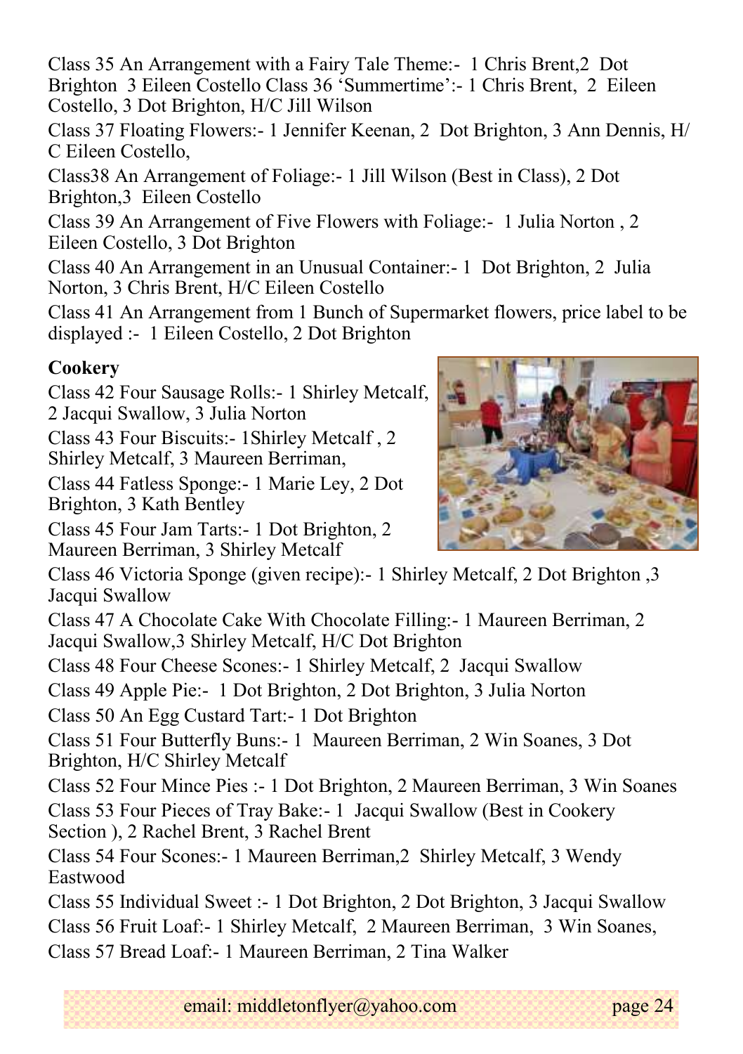Class 35 An Arrangement with a Fairy Tale Theme:- 1 Chris Brent,2 Dot Brighton 3 Eileen Costello Class 36 'Summertime':- 1 Chris Brent, 2 Eileen Costello, 3 Dot Brighton, H/C Jill Wilson

Class 37 Floating Flowers:- 1 Jennifer Keenan, 2 Dot Brighton, 3 Ann Dennis, H/C Eileen Costello,

Class38 An Arrangement of Foliage:- 1 Jill Wilson (Best in Class), 2 Dot Brighton,3 Eileen Costello

Class 39 An Arrangement of Five Flowers with Foliage:- 1 Julia Norton , 2 Eileen Costello, 3 Dot Brighton

Class 40 An Arrangement in an Unusual Container:- 1 Dot Brighton, 2 Julia Norton, 3 Chris Brent, H/C Eileen Costello

Class 41 An Arrangement from 1 Bunch of Supermarket flowers, price label to be displayed :- 1 Eileen Costello, 2 Dot Brighton

**Cookery**

Class 42 Four Sausage Rolls:- 1 Shirley Metcalf, 2 Jacqui Swallow, 3 Julia Norton

Class 43 Four Biscuits:- 1Shirley Metcalf , 2 Shirley Metcalf, 3 Maureen Berriman,

Class 44 Fatless Sponge:- 1 Marie Ley, 2 Dot Brighton, 3 Kath Bentley

Class 45 Four Jam Tarts:- 1 Dot Brighton, 2 Maureen Berriman, 3 Shirley Metcalf

Class 46 Victoria Sponge (given recipe):- 1 Shirley Metcalf, 2 Dot Brighton ,3 Jacqui Swallow

Class 47 A Chocolate Cake With Chocolate Filling:- 1 Maureen Berriman, 2 Jacqui Swallow,3 Shirley Metcalf, H/C Dot Brighton

Class 48 Four Cheese Scones:- 1 Shirley Metcalf, 2 Jacqui Swallow

Class 49 Apple Pie:- 1 Dot Brighton, 2 Dot Brighton, 3 Julia Norton

Class 50 An Egg Custard Tart:- 1 Dot Brighton

Class 51 Four Butterfly Buns:- 1 Maureen Berriman, 2 Win Soanes, 3 Dot Brighton, H/C Shirley Metcalf

Class 52 Four Mince Pies :- 1 Dot Brighton, 2 Maureen Berriman, 3 Win Soanes

Class 53 Four Pieces of Tray Bake:- 1 Jacqui Swallow (Best in Cookery Section ), 2 Rachel Brent, 3 Rachel Brent

Class 54 Four Scones:- 1 Maureen Berriman,2 Shirley Metcalf, 3 Wendy Eastwood

Class 55 Individual Sweet :- 1 Dot Brighton, 2 Dot Brighton, 3 Jacqui Swallow

Class 56 Fruit Loaf:- 1 Shirley Metcalf, 2 Maureen Berriman, 3 Win Soanes,

Class 57 Bread Loaf:- 1 Maureen Berriman, 2 Tina Walker

email: middletonflyer@yahoo.com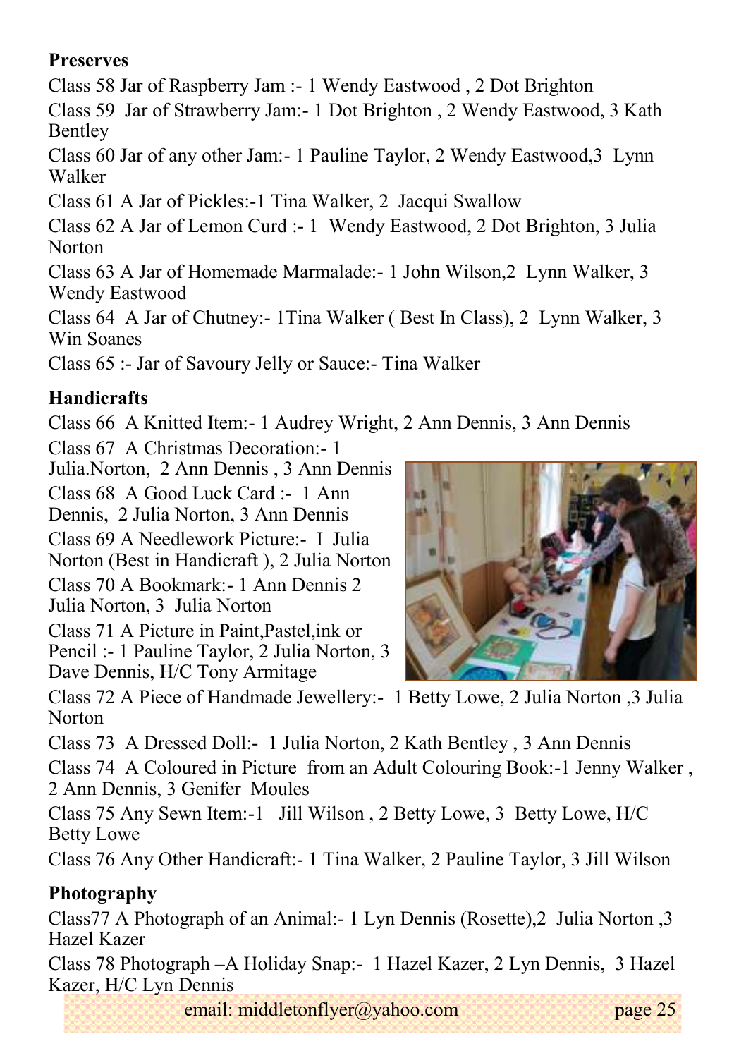**Preserves**

Class 58 Jar of Raspberry Jam :- 1 Wendy Eastwood , 2 Dot Brighton

Class 59 Jar of Strawberry Jam:- 1 Dot Brighton , 2 Wendy Eastwood, 3 Kath Bentley

Class 60 Jar of any other Jam:- 1 Pauline Taylor, 2 Wendy Eastwood,3 Lynn Walker

Class 61 A Jar of Pickles:-1 Tina Walker, 2 Jacqui Swallow

Class 62 A Jar of Lemon Curd :- 1 Wendy Eastwood, 2 Dot Brighton, 3 Julia Norton

Class 63 A Jar of Homemade Marmalade:- 1 John Wilson,2 Lynn Walker, 3 Wendy Eastwood

Class 64 A Jar of Chutney:- 1Tina Walker ( Best In Class), 2 Lynn Walker, 3 Win Soanes

Class 65 :- Jar of Savoury Jelly or Sauce:- Tina Walker

**Handicrafts**

Class 66 A Knitted Item:- 1 Audrey Wright, 2 Ann Dennis, 3 Ann Dennis

Class 67 A Christmas Decoration:- 1 Julia.Norton, 2 Ann Dennis , 3 Ann Dennis

Class 68 A Good Luck Card :- 1 Ann Dennis, 2 Julia Norton, 3 Ann Dennis

Class 69 A Needlework Picture:- I Julia Norton (Best in Handicraft ), 2 Julia Norton

Class 70 A Bookmark:- 1 Ann Dennis 2 Julia Norton, 3 Julia Norton

Class 71 A Picture in Paint,Pastel,ink or Pencil :- 1 Pauline Taylor, 2 Julia Norton, 3 Dave Dennis, H/C Tony Armitage

Class 72 A Piece of Handmade Jewellery:- 1 Betty Lowe, 2 Julia Norton ,3 Julia Norton

Class 73 A Dressed Doll:- 1 Julia Norton, 2 Kath Bentley , 3 Ann Dennis

Class 74 A Coloured in Picture from an Adult Colouring Book:-1 Jenny Walker , 2 Ann Dennis, 3 Genifer Moules

Class 75 Any Sewn Item:-1 Jill Wilson , 2 Betty Lowe, 3 Betty Lowe, H/C Betty Lowe

Class 76 Any Other Handicraft:- 1 Tina Walker, 2 Pauline Taylor, 3 Jill Wilson

**Photography**

Class77 A Photograph of an Animal:- 1 Lyn Dennis (Rosette),2 Julia Norton ,3 Hazel Kazer

Class 78 Photograph –A Holiday Snap:- 1 Hazel Kazer, 2 Lyn Dennis, 3 Hazel Kazer, H/C Lyn Dennis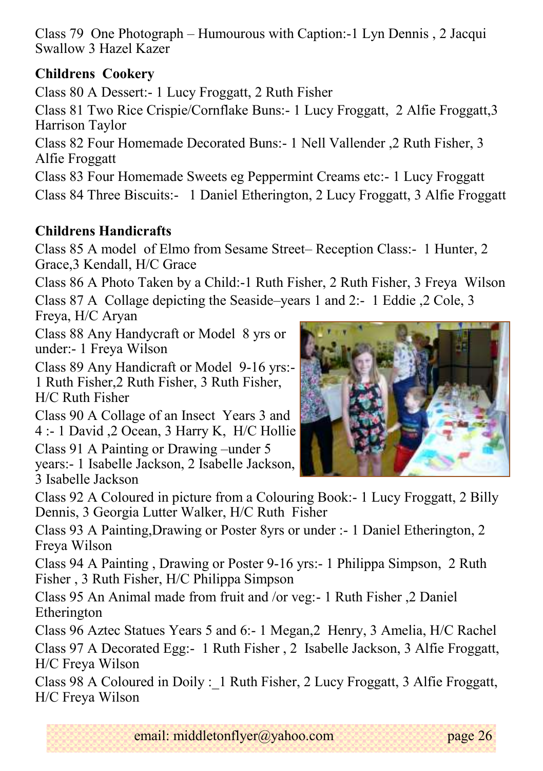Class 79 One Photograph – Humourous with Caption:-1 Lyn Dennis , 2 Jacqui Swallow 3 Hazel Kazer

**Childrens Cookery**

Class 80 A Dessert:- 1 Lucy Froggatt, 2 Ruth Fisher

Class 81 Two Rice Crispie/Cornflake Buns:- 1 Lucy Froggatt, 2 Alfie Froggatt,3 Harrison Taylor

Class 82 Four Homemade Decorated Buns:- 1 Nell Vallender ,2 Ruth Fisher, 3 Alfie Froggatt

Class 83 Four Homemade Sweets eg Peppermint Creams etc:- 1 Lucy Froggatt

Class 84 Three Biscuits:- 1 Daniel Etherington, 2 Lucy Froggatt, 3 Alfie Froggatt

**Childrens Handicrafts**

Class 85 A model of Elmo from Sesame Street– Reception Class:- 1 Hunter, 2 Grace,3 Kendall, H/C Grace

Class 86 A Photo Taken by a Child:-1 Ruth Fisher, 2 Ruth Fisher, 3 Freya Wilson

Class 87 A Collage depicting the Seaside–years 1 and 2:- 1 Eddie ,2 Cole, 3 Freya, H/C Aryan

Class 88 Any Handycraft or Model 8 yrs or under:- 1 Freya Wilson

Class 89 Any Handicraft or Model 9-16 yrs:- 1 Ruth Fisher,2 Ruth Fisher, 3 Ruth Fisher, H/C Ruth Fisher

Class 90 A Collage of an Insect Years 3 and 4 :- 1 David ,2 Ocean, 3 Harry K, H/C Hollie

Class 91 A Painting or Drawing –under 5 years:- 1 Isabelle Jackson, 2 Isabelle Jackson, 3 Isabelle Jackson

Class 92 A Coloured in picture from a Colouring Book:- 1 Lucy Froggatt, 2 Billy Dennis, 3 Georgia Lutter Walker, H/C Ruth Fisher

Class 93 A Painting,Drawing or Poster 8yrs or under :- 1 Daniel Etherington, 2 Freya Wilson

Class 94 A Painting , Drawing or Poster 9-16 yrs:- 1 Philippa Simpson, 2 Ruth Fisher , 3 Ruth Fisher, H/C Philippa Simpson

Class 95 An Animal made from fruit and /or veg:- 1 Ruth Fisher ,2 Daniel Etherington

Class 96 Aztec Statues Years 5 and 6:- 1 Megan,2 Henry, 3 Amelia, H/C Rachel

Class 97 A Decorated Egg:- 1 Ruth Fisher , 2 Isabelle Jackson, 3 Alfie Froggatt, H/C Freya Wilson

Class 98 A Coloured in Doily :_1 Ruth Fisher, 2 Lucy Froggatt, 3 Alfie Froggatt, H/C Freya Wilson

email: middletonflyer@yahoo.com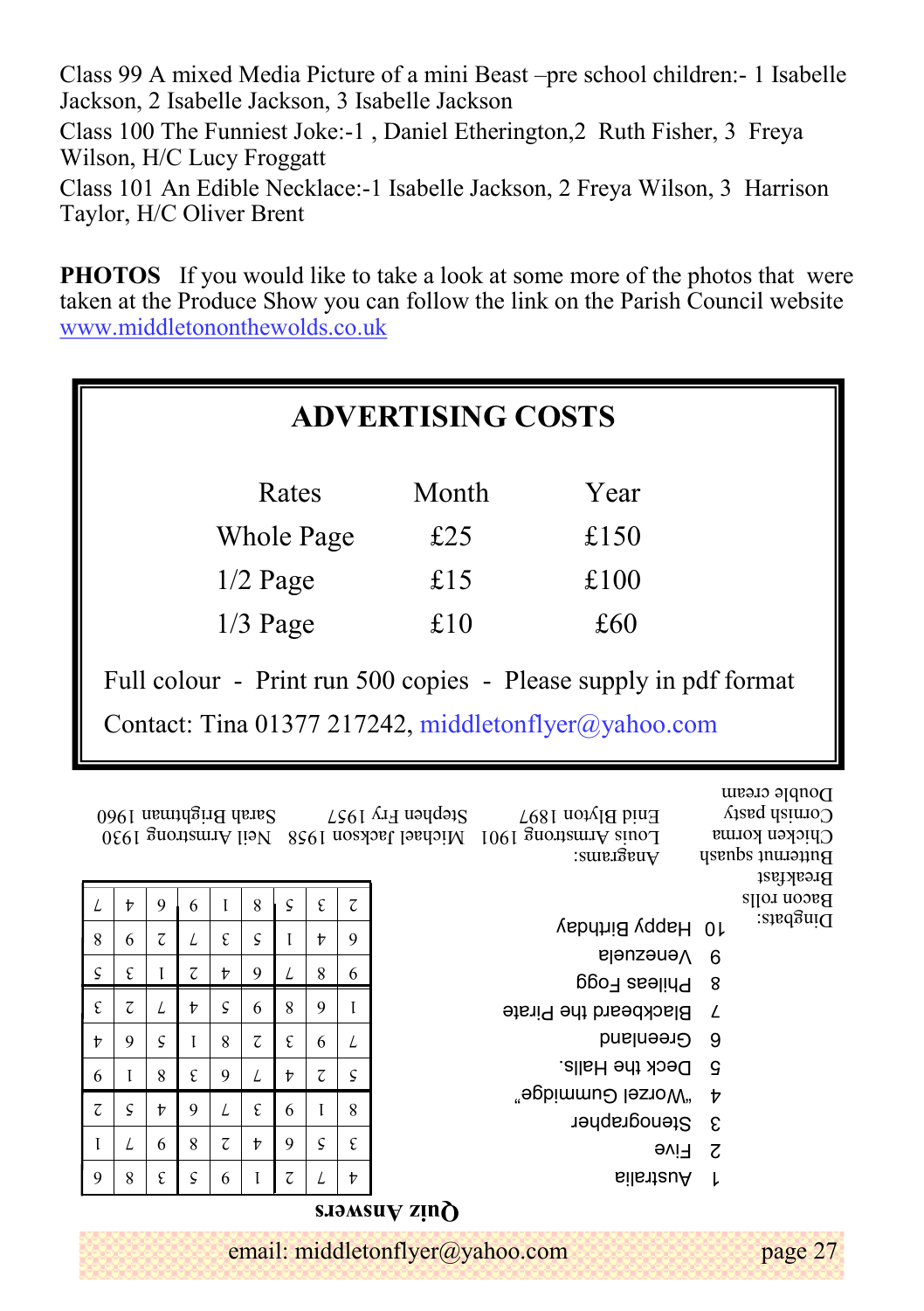Class 99 A mixed Media Picture of a mini Beast –pre school children:- 1 Isabelle Jackson, 2 Isabelle Jackson, 3 Isabelle Jackson

Class 100 The Funniest Joke:-1 , Daniel Etherington,2 Ruth Fisher, 3 Freya Wilson, H/C Lucy Froggatt

Class 101 An Edible Necklace:-1 Isabelle Jackson, 2 Freya Wilson, 3 Harrison Taylor, H/C Oliver Brent

**PHOTOS** If you would like to take a look at some more of the photos that were taken at the Produce Show you can follow the link on the Parish Council website www.middletononthewolds.co.uk

## ADVERTISING COSTS

| Rates | Month | Year |
|---|---|---|
| Whole Page | £25 | £150 |
| 1/2 Page | £15 | £100 |
| 1/3 Page | £10 | £60 |

Full colour - Print run 500 copies - Please supply in pdf format

Contact: Tina 01377 217242, middletonflyer@yahoo.com

## Quiz Answers

1. Australia
2. Five
3. Stenographer
4. "Worzel Gummidge"
5. Deck the Halls.
6. Greenland
7. Blackbeard the Pirate
8. Phileas Fogg
9. Venezuela
10. Happy Birthday

| | | | | | | | | |
|---|---|---|---|---|---|---|---|---|
| 4 | 7 | 2 | 1 | 9 | 5 | 3 | 8 | 6 |
| 3 | 5 | 6 | 4 | 2 | 8 | 9 | 7 | 1 |
| 8 | 1 | 9 | 3 | 7 | 6 | 4 | 5 | 2 |
| 5 | 2 | 4 | 7 | 6 | 3 | 8 | 1 | 9 |
| 7 | 9 | 3 | 2 | 8 | 1 | 5 | 6 | 4 |
| 1 | 6 | 8 | 9 | 5 | 4 | 7 | 2 | 3 |
| 9 | 8 | 7 | 6 | 4 | 2 | 1 | 3 | 5 |
| 6 | 4 | 1 | 5 | 3 | 7 | 2 | 9 | 8 |
| 2 | 3 | 5 | 8 | 1 | 9 | 6 | 4 | 7 |

Dingbats:
Bacon rolls
Breakfast
Butternut squash
Chicken korma
Cornish pasty
Double cream

Anagrams:
Louis Armstrong 1901 Michael Jackson 1958 Neil Armstrong 1930
Enid Blyton 1897 Stephen Fry 1957 Sarah Brightman 1960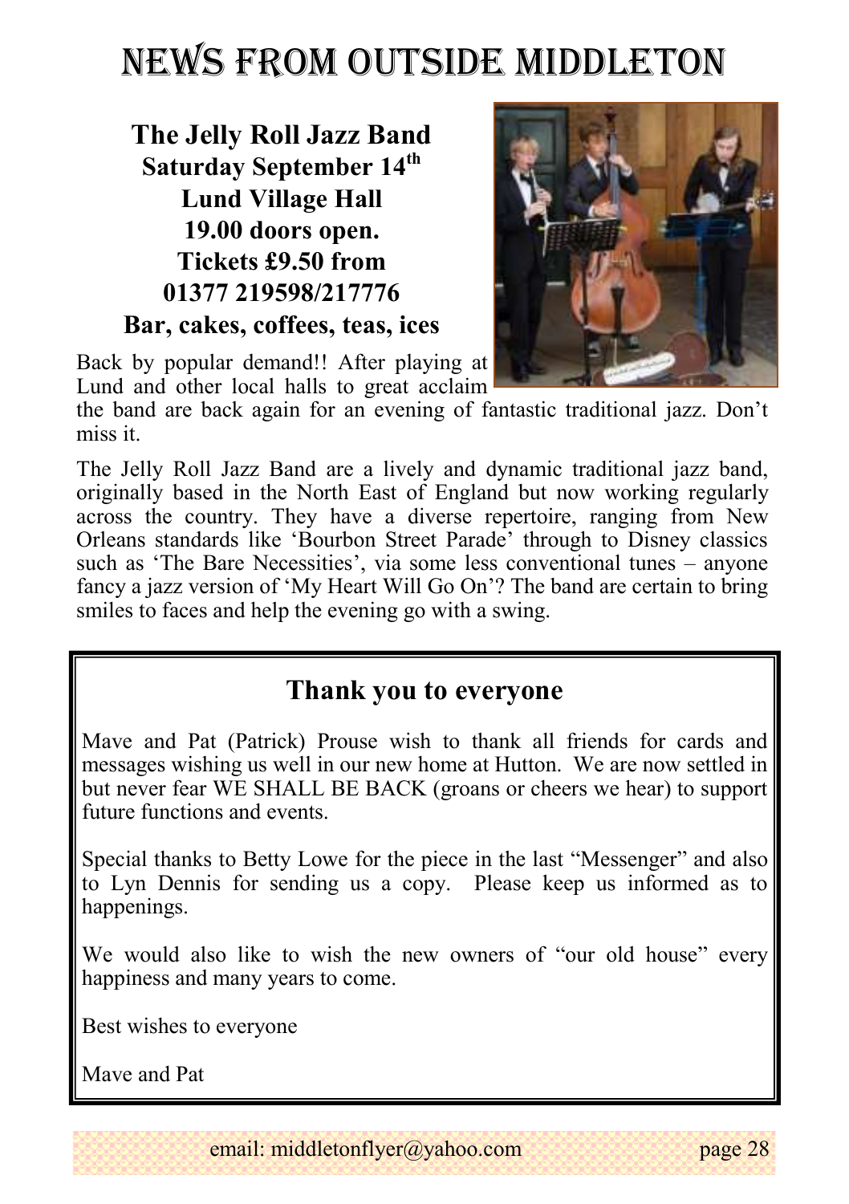# NEWS FROM OUTSIDE MIDDLETON

**The Jelly Roll Jazz Band**
**Saturday September 14th**
**Lund Village Hall**
**19.00 doors open.**
**Tickets £9.50 from**
**01377 219598/217776**
**Bar, cakes, coffees, teas, ices**

Back by popular demand!! After playing at Lund and other local halls to great acclaim the band are back again for an evening of fantastic traditional jazz. Don't miss it.

The Jelly Roll Jazz Band are a lively and dynamic traditional jazz band, originally based in the North East of England but now working regularly across the country. They have a diverse repertoire, ranging from New Orleans standards like 'Bourbon Street Parade' through to Disney classics such as 'The Bare Necessities', via some less conventional tunes – anyone fancy a jazz version of 'My Heart Will Go On'? The band are certain to bring smiles to faces and help the evening go with a swing.

## Thank you to everyone

Mave and Pat (Patrick) Prouse wish to thank all friends for cards and messages wishing us well in our new home at Hutton. We are now settled in but never fear WE SHALL BE BACK (groans or cheers we hear) to support future functions and events.

Special thanks to Betty Lowe for the piece in the last "Messenger" and also to Lyn Dennis for sending us a copy. Please keep us informed as to happenings.

We would also like to wish the new owners of "our old house" every happiness and many years to come.

Best wishes to everyone

Mave and Pat

email: middletonflyer@yahoo.com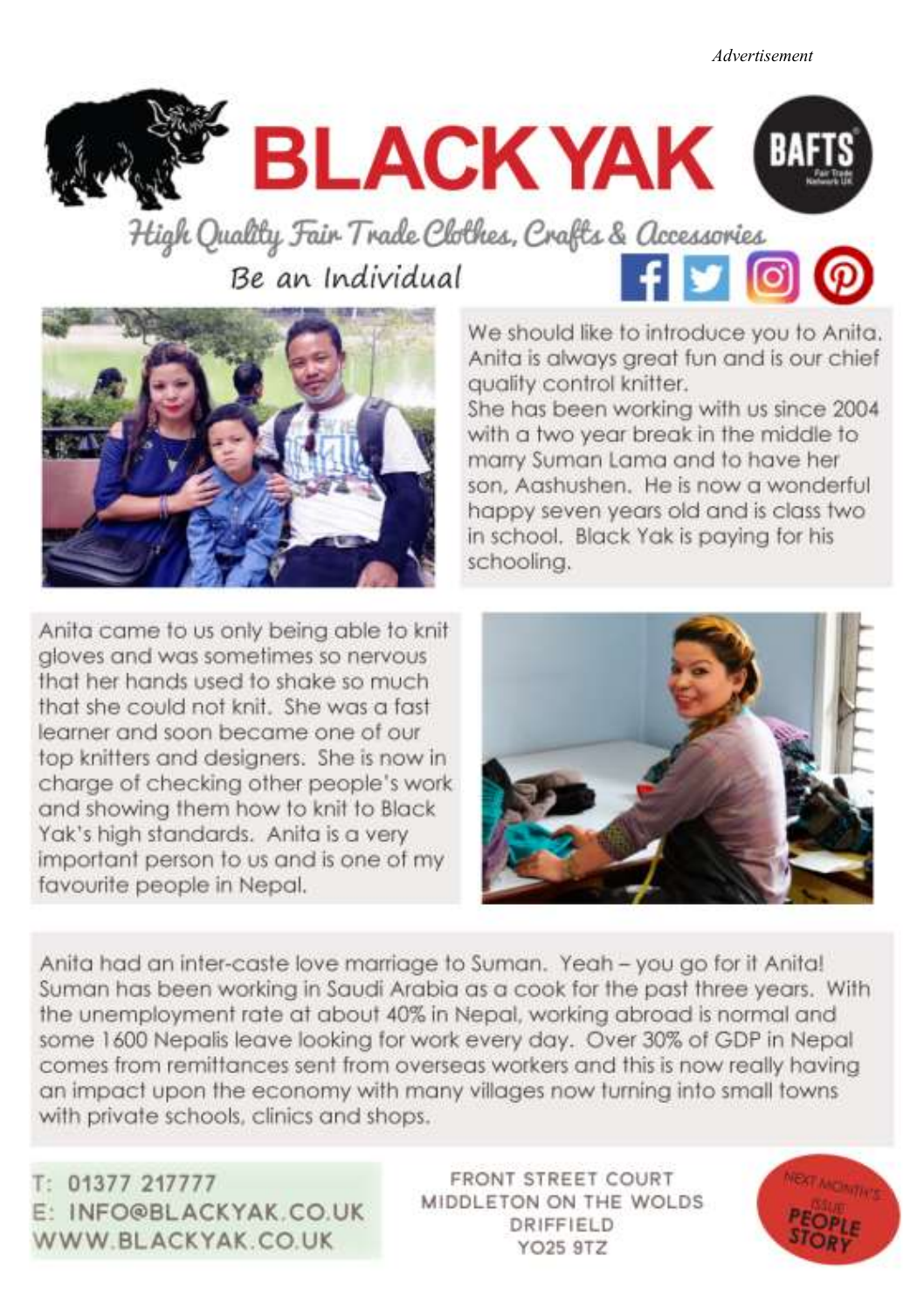*Advertisement*

# BLACK YAK

BAFTS Fair Trade Network UK

*High Quality Fair Trade Clothes, Crafts & Accessories*

Be an Individual

We should like to introduce you to Anita. Anita is always great fun and is our chief quality control knitter.
She has been working with us since 2004 with a two year break in the middle to marry Suman Lama and to have her son, Aashushen. He is now a wonderful happy seven years old and is class two in school. Black Yak is paying for his schooling.

Anita came to us only being able to knit gloves and was sometimes so nervous that her hands used to shake so much that she could not knit. She was a fast learner and soon became one of our top knitters and designers. She is now in charge of checking other people's work and showing them how to knit to Black Yak's high standards. Anita is a very important person to us and is one of my favourite people in Nepal.

Anita had an inter-caste love marriage to Suman. Yeah – you go for it Anita! Suman has been working in Saudi Arabia as a cook for the past three years. With the unemployment rate at about 40% in Nepal, working abroad is normal and some 1600 Nepalis leave looking for work every day. Over 30% of GDP in Nepal comes from remittances sent from overseas workers and this is now really having an impact upon the economy with many villages now turning into small towns with private schools, clinics and shops.

T: 01377 217777
E: INFO@BLACKYAK.CO.UK
WWW.BLACKYAK.CO.UK

FRONT STREET COURT
MIDDLETON ON THE WOLDS
DRIFFIELD
YO25 9TZ

NEXT MONTH'S ISSUE PEOPLE STORY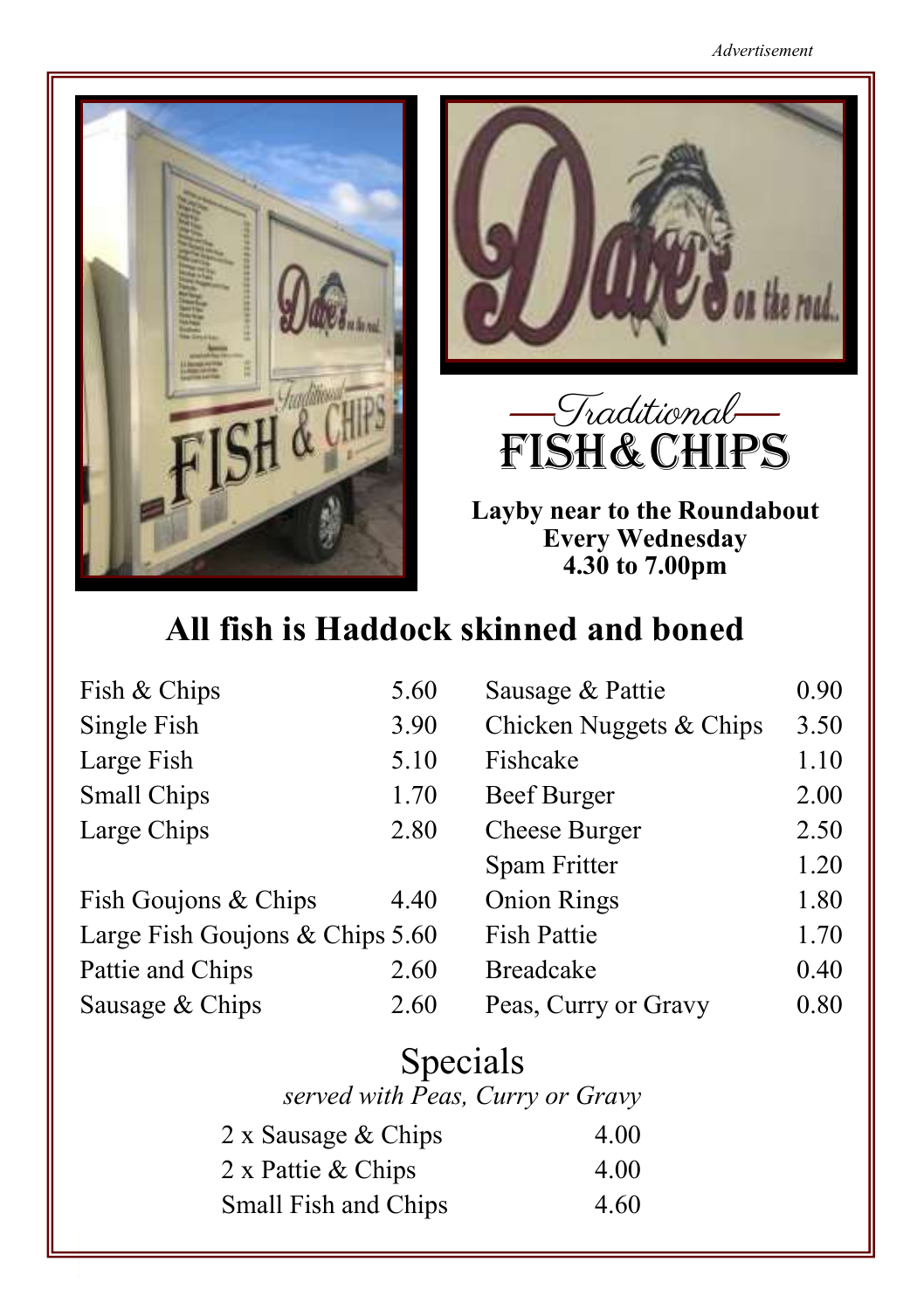*Advertisement*

# Traditional FISH & CHIPS

**Layby near to the Roundabout**
**Every Wednesday**
**4.30 to 7.00pm**

## All fish is Haddock skinned and boned

| Item | Price |
|---|---|
| Fish & Chips | 5.60 |
| Single Fish | 3.90 |
| Large Fish | 5.10 |
| Small Chips | 1.70 |
| Large Chips | 2.80 |
| Fish Goujons & Chips | 4.40 |
| Large Fish Goujons & Chips | 5.60 |
| Pattie and Chips | 2.60 |
| Sausage & Chips | 2.60 |

| Item | Price |
|---|---|
| Sausage & Pattie | 0.90 |
| Chicken Nuggets & Chips | 3.50 |
| Fishcake | 1.10 |
| Beef Burger | 2.00 |
| Cheese Burger | 2.50 |
| Spam Fritter | 1.20 |
| Onion Rings | 1.80 |
| Fish Pattie | 1.70 |
| Breadcake | 0.40 |
| Peas, Curry or Gravy | 0.80 |

## Specials

*served with Peas, Curry or Gravy*

| Item | Price |
|---|---|
| 2 x Sausage & Chips | 4.00 |
| 2 x Pattie & Chips | 4.00 |
| Small Fish and Chips | 4.60 |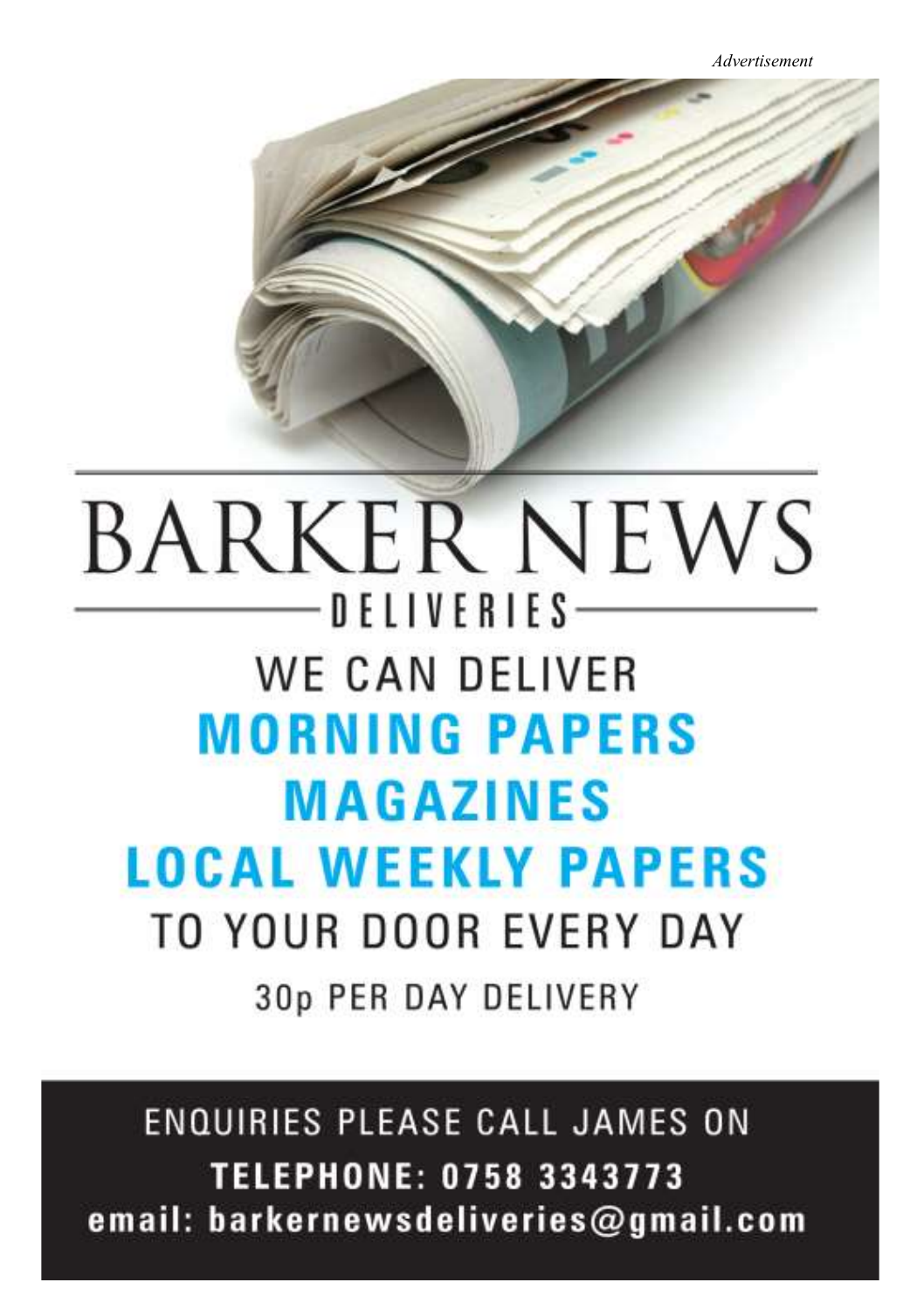*Advertisement*

# BARKER NEWS

## DELIVERIES

WE CAN DELIVER

**MORNING PAPERS**

**MAGAZINES**

**LOCAL WEEKLY PAPERS**

TO YOUR DOOR EVERY DAY

30p PER DAY DELIVERY

ENQUIRIES PLEASE CALL JAMES ON

**TELEPHONE: 0758 3343773**

**email: barkernewsdeliveries@gmail.com**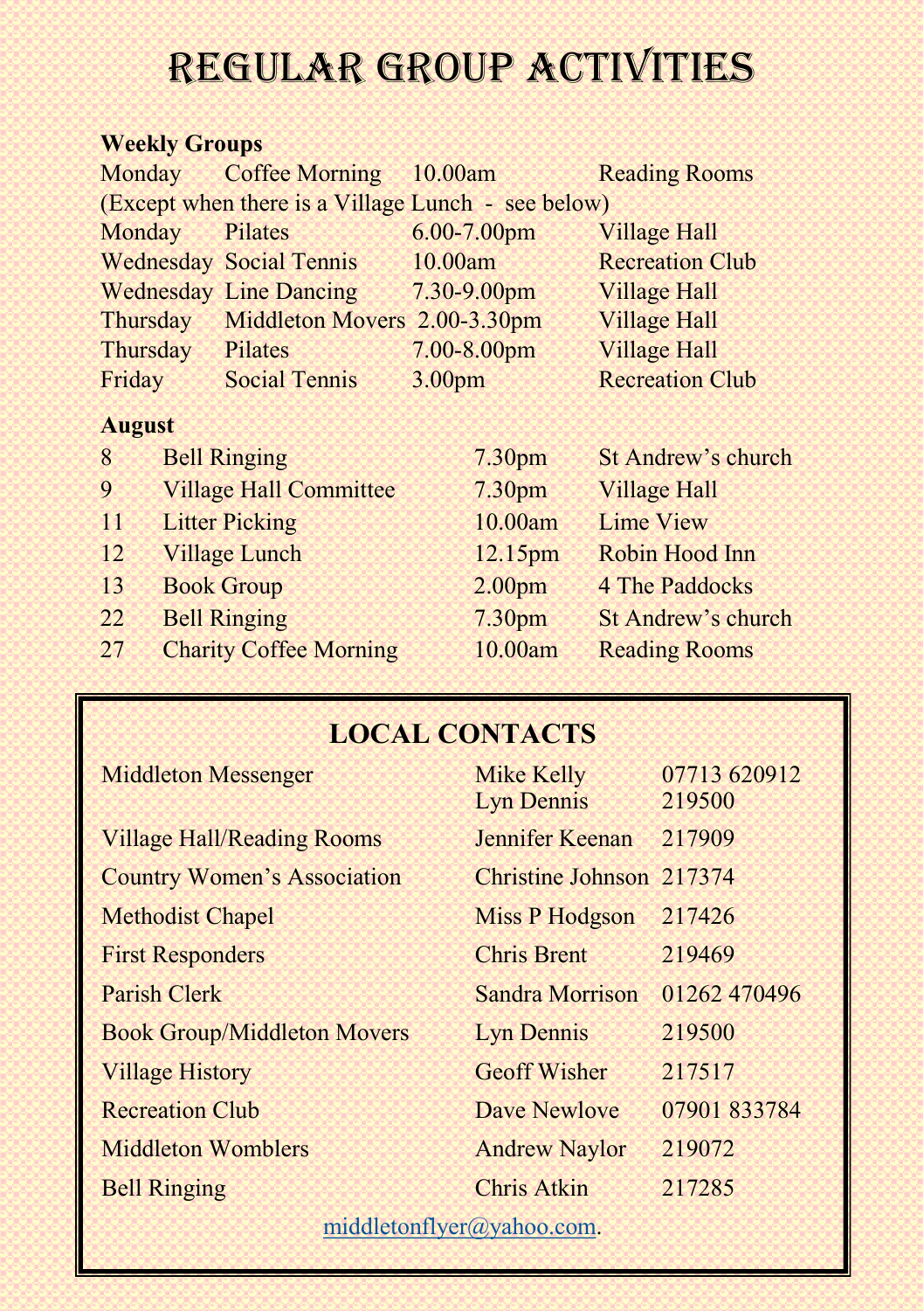# Regular Group Activities

**Weekly Groups**

| | | | |
|---|---|---|---|
| Monday | Coffee Morning | 10.00am | Reading Rooms |
| (Except when there is a Village Lunch - see below) | | | |
| Monday | Pilates | 6.00-7.00pm | Village Hall |
| Wednesday | Social Tennis | 10.00am | Recreation Club |
| Wednesday | Line Dancing | 7.30-9.00pm | Village Hall |
| Thursday | Middleton Movers | 2.00-3.30pm | Village Hall |
| Thursday | Pilates | 7.00-8.00pm | Village Hall |
| Friday | Social Tennis | 3.00pm | Recreation Club |

**August**

| | | | |
|---|---|---|---|
| 8 | Bell Ringing | 7.30pm | St Andrew's church |
| 9 | Village Hall Committee | 7.30pm | Village Hall |
| 11 | Litter Picking | 10.00am | Lime View |
| 12 | Village Lunch | 12.15pm | Robin Hood Inn |
| 13 | Book Group | 2.00pm | 4 The Paddocks |
| 22 | Bell Ringing | 7.30pm | St Andrew's church |
| 27 | Charity Coffee Morning | 10.00am | Reading Rooms |

## LOCAL CONTACTS

| | | |
|---|---|---|
| Middleton Messenger | Mike Kelly | 07713 620912 |
| | Lyn Dennis | 219500 |
| Village Hall/Reading Rooms | Jennifer Keenan | 217909 |
| Country Women's Association | Christine Johnson | 217374 |
| Methodist Chapel | Miss P Hodgson | 217426 |
| First Responders | Chris Brent | 219469 |
| Parish Clerk | Sandra Morrison | 01262 470496 |
| Book Group/Middleton Movers | Lyn Dennis | 219500 |
| Village History | Geoff Wisher | 217517 |
| Recreation Club | Dave Newlove | 07901 833784 |
| Middleton Womblers | Andrew Naylor | 219072 |
| Bell Ringing | Chris Atkin | 217285 |

middletonflyer@yahoo.com.